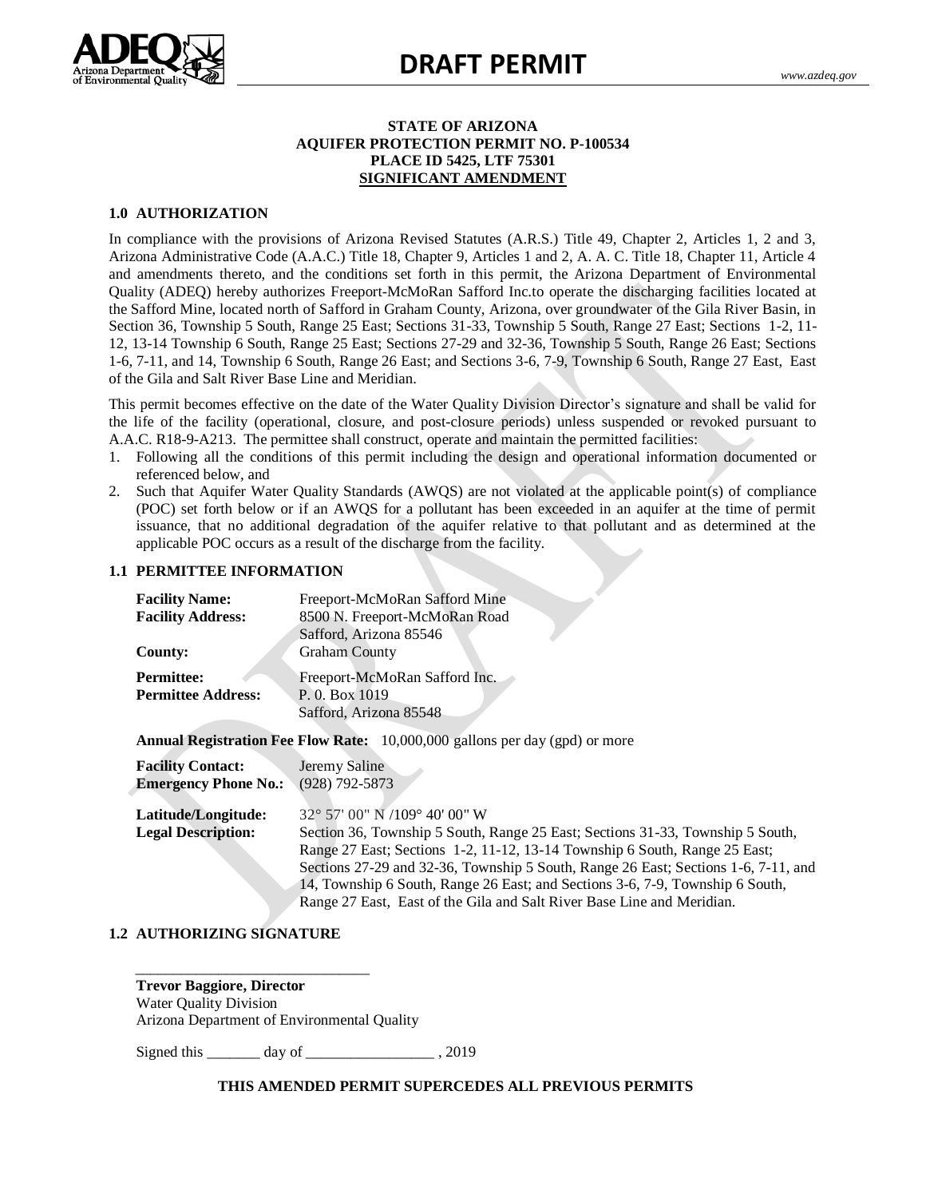# DRAFT PERMIT

**STATE OF ARIZONA**
**AQUIFER PROTECTION PERMIT NO. P-100534**
**PLACE ID 5425, LTF 75301**
**SIGNIFICANT AMENDMENT**

## 1.0 AUTHORIZATION

In compliance with the provisions of Arizona Revised Statutes (A.R.S.) Title 49, Chapter 2, Articles 1, 2 and 3, Arizona Administrative Code (A.A.C.) Title 18, Chapter 9, Articles 1 and 2, A. A. C. Title 18, Chapter 11, Article 4 and amendments thereto, and the conditions set forth in this permit, the Arizona Department of Environmental Quality (ADEQ) hereby authorizes Freeport-McMoRan Safford Inc.to operate the discharging facilities located at the Safford Mine, located north of Safford in Graham County, Arizona, over groundwater of the Gila River Basin, in Section 36, Township 5 South, Range 25 East; Sections 31-33, Township 5 South, Range 27 East; Sections 1-2, 11-12, 13-14 Township 6 South, Range 25 East; Sections 27-29 and 32-36, Township 5 South, Range 26 East; Sections 1-6, 7-11, and 14, Township 6 South, Range 26 East; and Sections 3-6, 7-9, Township 6 South, Range 27 East, East of the Gila and Salt River Base Line and Meridian.

This permit becomes effective on the date of the Water Quality Division Director's signature and shall be valid for the life of the facility (operational, closure, and post-closure periods) unless suspended or revoked pursuant to A.A.C. R18-9-A213. The permittee shall construct, operate and maintain the permitted facilities:

1. Following all the conditions of this permit including the design and operational information documented or referenced below, and
2. Such that Aquifer Water Quality Standards (AWQS) are not violated at the applicable point(s) of compliance (POC) set forth below or if an AWQS for a pollutant has been exceeded in an aquifer at the time of permit issuance, that no additional degradation of the aquifer relative to that pollutant and as determined at the applicable POC occurs as a result of the discharge from the facility.

## 1.1 PERMITTEE INFORMATION

**Facility Name:** Freeport-McMoRan Safford Mine
**Facility Address:** 8500 N. Freeport-McMoRan Road
Safford, Arizona 85546
**County:** Graham County

**Permittee:** Freeport-McMoRan Safford Inc.
**Permittee Address:** P. 0. Box 1019
Safford, Arizona 85548

**Annual Registration Fee Flow Rate:** 10,000,000 gallons per day (gpd) or more

**Facility Contact:** Jeremy Saline
**Emergency Phone No.:** (928) 792-5873

**Latitude/Longitude:** 32° 57' 00" N /109° 40' 00" W
**Legal Description:** Section 36, Township 5 South, Range 25 East; Sections 31-33, Township 5 South, Range 27 East; Sections 1-2, 11-12, 13-14 Township 6 South, Range 25 East; Sections 27-29 and 32-36, Township 5 South, Range 26 East; Sections 1-6, 7-11, and 14, Township 6 South, Range 26 East; and Sections 3-6, 7-9, Township 6 South, Range 27 East, East of the Gila and Salt River Base Line and Meridian.

## 1.2 AUTHORIZING SIGNATURE

_______________________________
**Trevor Baggiore, Director**
Water Quality Division
Arizona Department of Environmental Quality

Signed this _______ day of _________________ , 2019

**THIS AMENDED PERMIT SUPERCEDES ALL PREVIOUS PERMITS**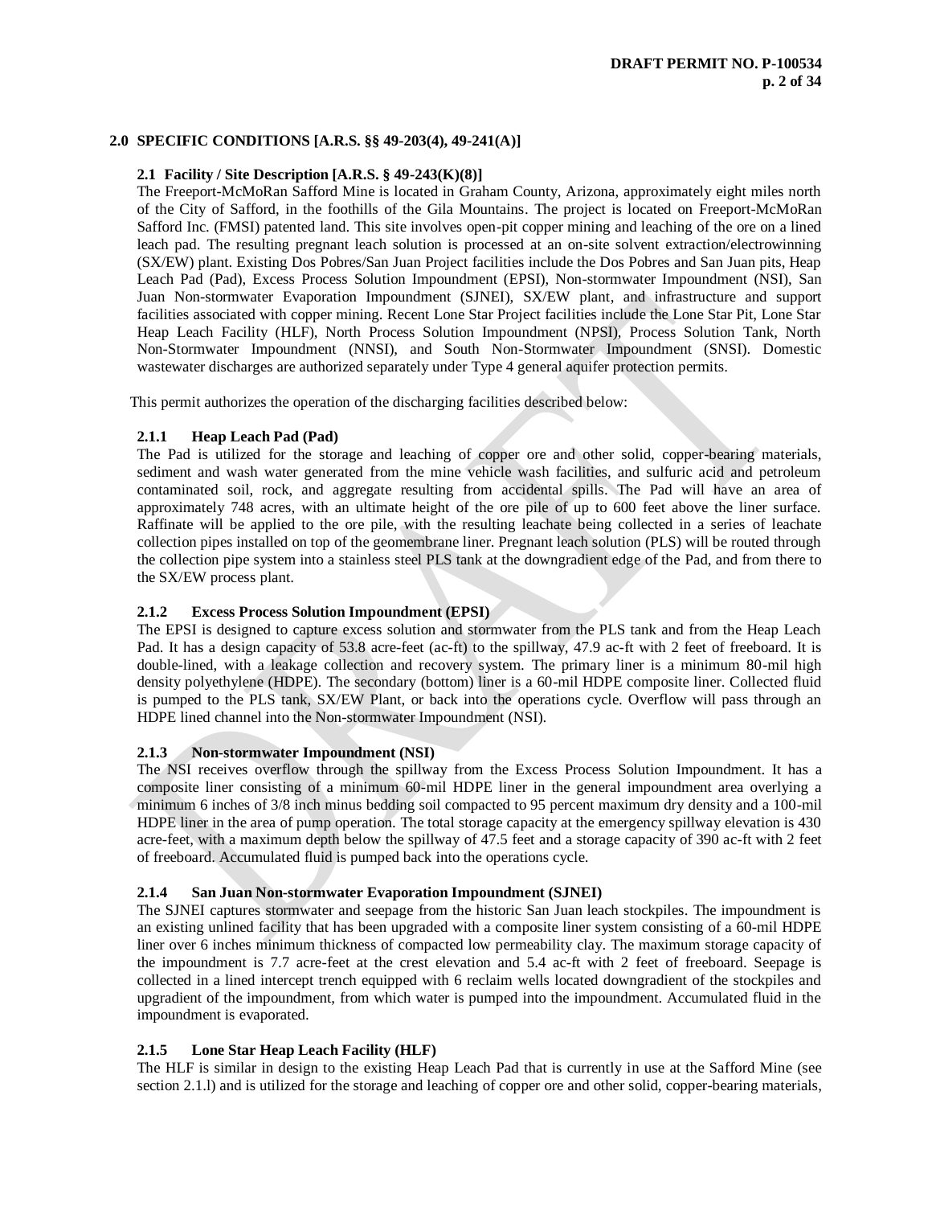## 2.0 SPECIFIC CONDITIONS [A.R.S. §§ 49-203(4), 49-241(A)]

### 2.1 Facility / Site Description [A.R.S. § 49-243(K)(8)]

The Freeport-McMoRan Safford Mine is located in Graham County, Arizona, approximately eight miles north of the City of Safford, in the foothills of the Gila Mountains. The project is located on Freeport-McMoRan Safford Inc. (FMSI) patented land. This site involves open-pit copper mining and leaching of the ore on a lined leach pad. The resulting pregnant leach solution is processed at an on-site solvent extraction/electrowinning (SX/EW) plant. Existing Dos Pobres/San Juan Project facilities include the Dos Pobres and San Juan pits, Heap Leach Pad (Pad), Excess Process Solution Impoundment (EPSI), Non-stormwater Impoundment (NSI), San Juan Non-stormwater Evaporation Impoundment (SJNEI), SX/EW plant, and infrastructure and support facilities associated with copper mining. Recent Lone Star Project facilities include the Lone Star Pit, Lone Star Heap Leach Facility (HLF), North Process Solution Impoundment (NPSI), Process Solution Tank, North Non-Stormwater Impoundment (NNSI), and South Non-Stormwater Impoundment (SNSI). Domestic wastewater discharges are authorized separately under Type 4 general aquifer protection permits.

This permit authorizes the operation of the discharging facilities described below:

#### 2.1.1 Heap Leach Pad (Pad)

The Pad is utilized for the storage and leaching of copper ore and other solid, copper-bearing materials, sediment and wash water generated from the mine vehicle wash facilities, and sulfuric acid and petroleum contaminated soil, rock, and aggregate resulting from accidental spills. The Pad will have an area of approximately 748 acres, with an ultimate height of the ore pile of up to 600 feet above the liner surface. Raffinate will be applied to the ore pile, with the resulting leachate being collected in a series of leachate collection pipes installed on top of the geomembrane liner. Pregnant leach solution (PLS) will be routed through the collection pipe system into a stainless steel PLS tank at the downgradient edge of the Pad, and from there to the SX/EW process plant.

#### 2.1.2 Excess Process Solution Impoundment (EPSI)

The EPSI is designed to capture excess solution and stormwater from the PLS tank and from the Heap Leach Pad. It has a design capacity of 53.8 acre-feet (ac-ft) to the spillway, 47.9 ac-ft with 2 feet of freeboard. It is double-lined, with a leakage collection and recovery system. The primary liner is a minimum 80-mil high density polyethylene (HDPE). The secondary (bottom) liner is a 60-mil HDPE composite liner. Collected fluid is pumped to the PLS tank, SX/EW Plant, or back into the operations cycle. Overflow will pass through an HDPE lined channel into the Non-stormwater Impoundment (NSI).

#### 2.1.3 Non-stormwater Impoundment (NSI)

The NSI receives overflow through the spillway from the Excess Process Solution Impoundment. It has a composite liner consisting of a minimum 60-mil HDPE liner in the general impoundment area overlying a minimum 6 inches of 3/8 inch minus bedding soil compacted to 95 percent maximum dry density and a 100-mil HDPE liner in the area of pump operation. The total storage capacity at the emergency spillway elevation is 430 acre-feet, with a maximum depth below the spillway of 47.5 feet and a storage capacity of 390 ac-ft with 2 feet of freeboard. Accumulated fluid is pumped back into the operations cycle.

#### 2.1.4 San Juan Non-stormwater Evaporation Impoundment (SJNEI)

The SJNEI captures stormwater and seepage from the historic San Juan leach stockpiles. The impoundment is an existing unlined facility that has been upgraded with a composite liner system consisting of a 60-mil HDPE liner over 6 inches minimum thickness of compacted low permeability clay. The maximum storage capacity of the impoundment is 7.7 acre-feet at the crest elevation and 5.4 ac-ft with 2 feet of freeboard. Seepage is collected in a lined intercept trench equipped with 6 reclaim wells located downgradient of the stockpiles and upgradient of the impoundment, from which water is pumped into the impoundment. Accumulated fluid in the impoundment is evaporated.

#### 2.1.5 Lone Star Heap Leach Facility (HLF)

The HLF is similar in design to the existing Heap Leach Pad that is currently in use at the Safford Mine (see section 2.1.l) and is utilized for the storage and leaching of copper ore and other solid, copper-bearing materials,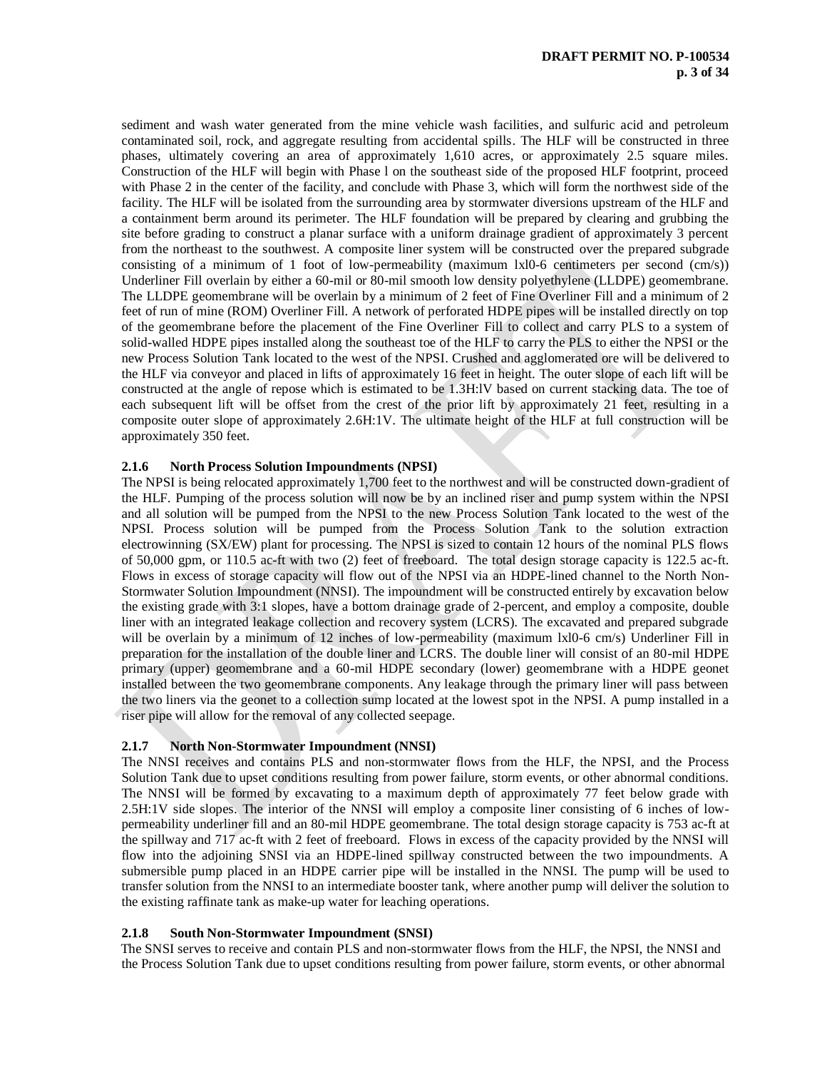sediment and wash water generated from the mine vehicle wash facilities, and sulfuric acid and petroleum contaminated soil, rock, and aggregate resulting from accidental spills. The HLF will be constructed in three phases, ultimately covering an area of approximately 1,610 acres, or approximately 2.5 square miles. Construction of the HLF will begin with Phase l on the southeast side of the proposed HLF footprint, proceed with Phase 2 in the center of the facility, and conclude with Phase 3, which will form the northwest side of the facility. The HLF will be isolated from the surrounding area by stormwater diversions upstream of the HLF and a containment berm around its perimeter. The HLF foundation will be prepared by clearing and grubbing the site before grading to construct a planar surface with a uniform drainage gradient of approximately 3 percent from the northeast to the southwest. A composite liner system will be constructed over the prepared subgrade consisting of a minimum of 1 foot of low-permeability (maximum lxl0-6 centimeters per second (cm/s)) Underliner Fill overlain by either a 60-mil or 80-mil smooth low density polyethylene (LLDPE) geomembrane. The LLDPE geomembrane will be overlain by a minimum of 2 feet of Fine Overliner Fill and a minimum of 2 feet of run of mine (ROM) Overliner Fill. A network of perforated HDPE pipes will be installed directly on top of the geomembrane before the placement of the Fine Overliner Fill to collect and carry PLS to a system of solid-walled HDPE pipes installed along the southeast toe of the HLF to carry the PLS to either the NPSI or the new Process Solution Tank located to the west of the NPSI. Crushed and agglomerated ore will be delivered to the HLF via conveyor and placed in lifts of approximately 16 feet in height. The outer slope of each lift will be constructed at the angle of repose which is estimated to be 1.3H:lV based on current stacking data. The toe of each subsequent lift will be offset from the crest of the prior lift by approximately 21 feet, resulting in a composite outer slope of approximately 2.6H:1V. The ultimate height of the HLF at full construction will be approximately 350 feet.

### 2.1.6 North Process Solution Impoundments (NPSI)

The NPSI is being relocated approximately 1,700 feet to the northwest and will be constructed down-gradient of the HLF. Pumping of the process solution will now be by an inclined riser and pump system within the NPSI and all solution will be pumped from the NPSI to the new Process Solution Tank located to the west of the NPSI. Process solution will be pumped from the Process Solution Tank to the solution extraction electrowinning (SX/EW) plant for processing. The NPSI is sized to contain 12 hours of the nominal PLS flows of 50,000 gpm, or 110.5 ac-ft with two (2) feet of freeboard. The total design storage capacity is 122.5 ac-ft. Flows in excess of storage capacity will flow out of the NPSI via an HDPE-lined channel to the North Non-Stormwater Solution Impoundment (NNSI). The impoundment will be constructed entirely by excavation below the existing grade with 3:1 slopes, have a bottom drainage grade of 2-percent, and employ a composite, double liner with an integrated leakage collection and recovery system (LCRS). The excavated and prepared subgrade will be overlain by a minimum of 12 inches of low-permeability (maximum lxl0-6 cm/s) Underliner Fill in preparation for the installation of the double liner and LCRS. The double liner will consist of an 80-mil HDPE primary (upper) geomembrane and a 60-mil HDPE secondary (lower) geomembrane with a HDPE geonet installed between the two geomembrane components. Any leakage through the primary liner will pass between the two liners via the geonet to a collection sump located at the lowest spot in the NPSI. A pump installed in a riser pipe will allow for the removal of any collected seepage.

### 2.1.7 North Non-Stormwater Impoundment (NNSI)

The NNSI receives and contains PLS and non-stormwater flows from the HLF, the NPSI, and the Process Solution Tank due to upset conditions resulting from power failure, storm events, or other abnormal conditions. The NNSI will be formed by excavating to a maximum depth of approximately 77 feet below grade with 2.5H:1V side slopes. The interior of the NNSI will employ a composite liner consisting of 6 inches of low-permeability underliner fill and an 80-mil HDPE geomembrane. The total design storage capacity is 753 ac-ft at the spillway and 717 ac-ft with 2 feet of freeboard. Flows in excess of the capacity provided by the NNSI will flow into the adjoining SNSI via an HDPE-lined spillway constructed between the two impoundments. A submersible pump placed in an HDPE carrier pipe will be installed in the NNSI. The pump will be used to transfer solution from the NNSI to an intermediate booster tank, where another pump will deliver the solution to the existing raffinate tank as make-up water for leaching operations.

### 2.1.8 South Non-Stormwater Impoundment (SNSI)

The SNSI serves to receive and contain PLS and non-stormwater flows from the HLF, the NPSI, the NNSI and the Process Solution Tank due to upset conditions resulting from power failure, storm events, or other abnormal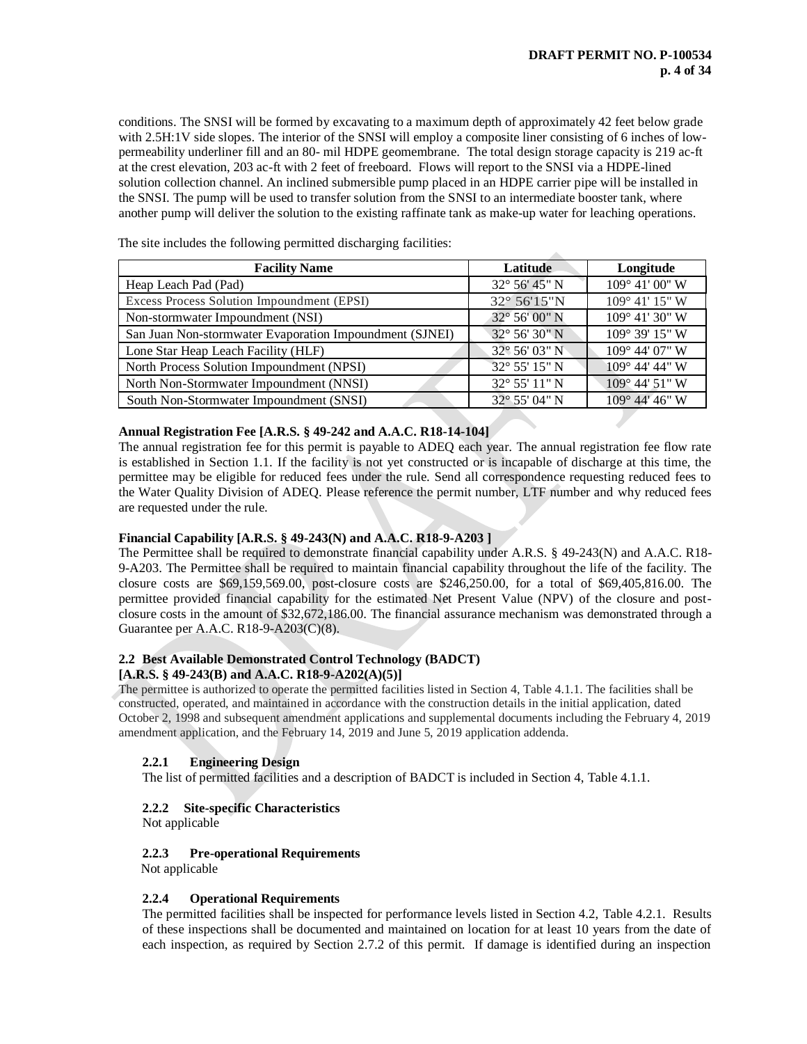conditions. The SNSI will be formed by excavating to a maximum depth of approximately 42 feet below grade with 2.5H:1V side slopes. The interior of the SNSI will employ a composite liner consisting of 6 inches of low-permeability underliner fill and an 80- mil HDPE geomembrane. The total design storage capacity is 219 ac-ft at the crest elevation, 203 ac-ft with 2 feet of freeboard. Flows will report to the SNSI via a HDPE-lined solution collection channel. An inclined submersible pump placed in an HDPE carrier pipe will be installed in the SNSI. The pump will be used to transfer solution from the SNSI to an intermediate booster tank, where another pump will deliver the solution to the existing raffinate tank as make-up water for leaching operations.

The site includes the following permitted discharging facilities:

| Facility Name | Latitude | Longitude |
|---|---|---|
| Heap Leach Pad (Pad) | 32° 56' 45" N | 109° 41' 00" W |
| Excess Process Solution Impoundment (EPSI) | 32° 56'15"N | 109° 41' 15" W |
| Non-stormwater Impoundment (NSI) | 32° 56' 00" N | 109° 41' 30" W |
| San Juan Non-stormwater Evaporation Impoundment (SJNEI) | 32° 56' 30" N | 109° 39' 15" W |
| Lone Star Heap Leach Facility (HLF) | 32° 56' 03" N | 109° 44' 07" W |
| North Process Solution Impoundment (NPSI) | 32° 55' 15" N | 109° 44' 44" W |
| North Non-Stormwater Impoundment (NNSI) | 32° 55' 11" N | 109° 44' 51" W |
| South Non-Stormwater Impoundment (SNSI) | 32° 55' 04" N | 109° 44' 46" W |

**Annual Registration Fee [A.R.S. § 49-242 and A.A.C. R18-14-104]**

The annual registration fee for this permit is payable to ADEQ each year. The annual registration fee flow rate is established in Section 1.1. If the facility is not yet constructed or is incapable of discharge at this time, the permittee may be eligible for reduced fees under the rule. Send all correspondence requesting reduced fees to the Water Quality Division of ADEQ. Please reference the permit number, LTF number and why reduced fees are requested under the rule.

**Financial Capability [A.R.S. § 49-243(N) and A.A.C. R18-9-A203 ]**

The Permittee shall be required to demonstrate financial capability under A.R.S. § 49-243(N) and A.A.C. R18-9-A203. The Permittee shall be required to maintain financial capability throughout the life of the facility. The closure costs are $69,159,569.00, post-closure costs are $246,250.00, for a total of $69,405,816.00. The permittee provided financial capability for the estimated Net Present Value (NPV) of the closure and post-closure costs in the amount of $32,672,186.00. The financial assurance mechanism was demonstrated through a Guarantee per A.A.C. R18-9-A203(C)(8).

## 2.2 Best Available Demonstrated Control Technology (BADCT) [A.R.S. § 49-243(B) and A.A.C. R18-9-A202(A)(5)]

The permittee is authorized to operate the permitted facilities listed in Section 4, Table 4.1.1. The facilities shall be constructed, operated, and maintained in accordance with the construction details in the initial application, dated October 2, 1998 and subsequent amendment applications and supplemental documents including the February 4, 2019 amendment application, and the February 14, 2019 and June 5, 2019 application addenda.

### 2.2.1 Engineering Design

The list of permitted facilities and a description of BADCT is included in Section 4, Table 4.1.1.

### 2.2.2 Site-specific Characteristics

Not applicable

### 2.2.3 Pre-operational Requirements

Not applicable

### 2.2.4 Operational Requirements

The permitted facilities shall be inspected for performance levels listed in Section 4.2, Table 4.2.1. Results of these inspections shall be documented and maintained on location for at least 10 years from the date of each inspection, as required by Section 2.7.2 of this permit. If damage is identified during an inspection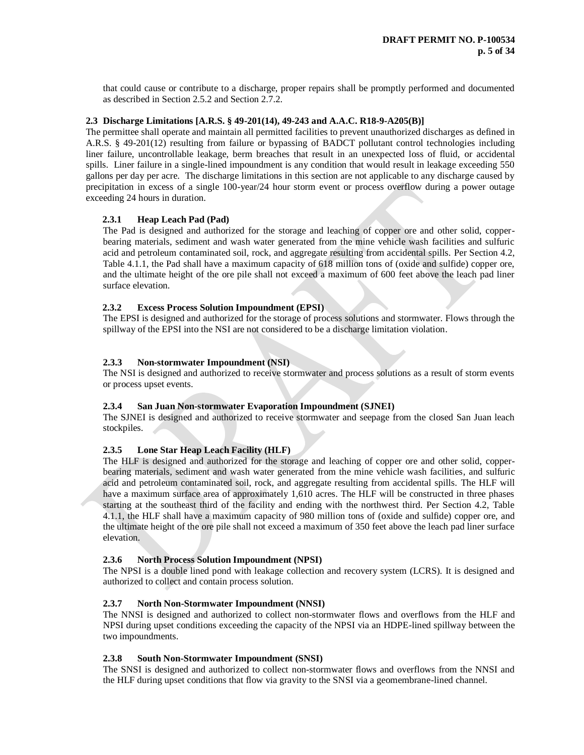that could cause or contribute to a discharge, proper repairs shall be promptly performed and documented as described in Section 2.5.2 and Section 2.7.2.

### 2.3 Discharge Limitations [A.R.S. § 49-201(14), 49-243 and A.A.C. R18-9-A205(B)]

The permittee shall operate and maintain all permitted facilities to prevent unauthorized discharges as defined in A.R.S. § 49-201(12) resulting from failure or bypassing of BADCT pollutant control technologies including liner failure, uncontrollable leakage, berm breaches that result in an unexpected loss of fluid, or accidental spills. Liner failure in a single-lined impoundment is any condition that would result in leakage exceeding 550 gallons per day per acre. The discharge limitations in this section are not applicable to any discharge caused by precipitation in excess of a single 100-year/24 hour storm event or process overflow during a power outage exceeding 24 hours in duration.

#### 2.3.1 Heap Leach Pad (Pad)

The Pad is designed and authorized for the storage and leaching of copper ore and other solid, copper-bearing materials, sediment and wash water generated from the mine vehicle wash facilities and sulfuric acid and petroleum contaminated soil, rock, and aggregate resulting from accidental spills. Per Section 4.2, Table 4.1.1, the Pad shall have a maximum capacity of 618 million tons of (oxide and sulfide) copper ore, and the ultimate height of the ore pile shall not exceed a maximum of 600 feet above the leach pad liner surface elevation.

#### 2.3.2 Excess Process Solution Impoundment (EPSI)

The EPSI is designed and authorized for the storage of process solutions and stormwater. Flows through the spillway of the EPSI into the NSI are not considered to be a discharge limitation violation.

#### 2.3.3 Non-stormwater Impoundment (NSI)

The NSI is designed and authorized to receive stormwater and process solutions as a result of storm events or process upset events.

#### 2.3.4 San Juan Non-stormwater Evaporation Impoundment (SJNEI)

The SJNEI is designed and authorized to receive stormwater and seepage from the closed San Juan leach stockpiles.

#### 2.3.5 Lone Star Heap Leach Facility (HLF)

The HLF is designed and authorized for the storage and leaching of copper ore and other solid, copper-bearing materials, sediment and wash water generated from the mine vehicle wash facilities, and sulfuric acid and petroleum contaminated soil, rock, and aggregate resulting from accidental spills. The HLF will have a maximum surface area of approximately 1,610 acres. The HLF will be constructed in three phases starting at the southeast third of the facility and ending with the northwest third. Per Section 4.2, Table 4.1.1, the HLF shall have a maximum capacity of 980 million tons of (oxide and sulfide) copper ore, and the ultimate height of the ore pile shall not exceed a maximum of 350 feet above the leach pad liner surface elevation.

#### 2.3.6 North Process Solution Impoundment (NPSI)

The NPSI is a double lined pond with leakage collection and recovery system (LCRS). It is designed and authorized to collect and contain process solution.

#### 2.3.7 North Non-Stormwater Impoundment (NNSI)

The NNSI is designed and authorized to collect non-stormwater flows and overflows from the HLF and NPSI during upset conditions exceeding the capacity of the NPSI via an HDPE-lined spillway between the two impoundments.

#### 2.3.8 South Non-Stormwater Impoundment (SNSI)

The SNSI is designed and authorized to collect non-stormwater flows and overflows from the NNSI and the HLF during upset conditions that flow via gravity to the SNSI via a geomembrane-lined channel.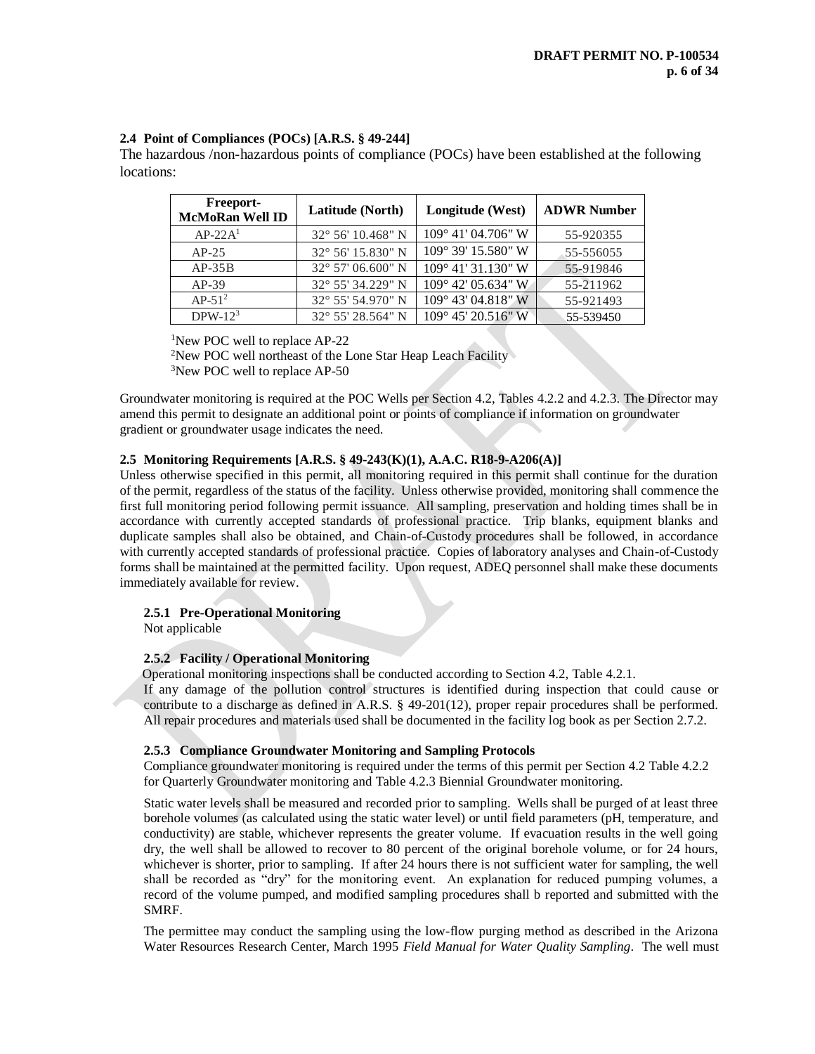### 2.4 Point of Compliances (POCs) [A.R.S. § 49-244]

The hazardous /non-hazardous points of compliance (POCs) have been established at the following locations:

| Freeport-McMoRan Well ID | Latitude (North) | Longitude (West) | ADWR Number |
|---|---|---|---|
| AP-22A[1] | 32° 56' 10.468" N | 109° 41' 04.706" W | 55-920355 |
| AP-25 | 32° 56' 15.830" N | 109° 39' 15.580" W | 55-556055 |
| AP-35B | 32° 57' 06.600" N | 109° 41' 31.130" W | 55-919846 |
| AP-39 | 32° 55' 34.229" N | 109° 42' 05.634" W | 55-211962 |
| AP-51[2] | 32° 55' 54.970" N | 109° 43' 04.818" W | 55-921493 |
| DPW-12[3] | 32° 55' 28.564" N | 109° 45' 20.516" W | 55-539450 |

[1]New POC well to replace AP-22
[2]New POC well northeast of the Lone Star Heap Leach Facility
[3]New POC well to replace AP-50

Groundwater monitoring is required at the POC Wells per Section 4.2, Tables 4.2.2 and 4.2.3. The Director may amend this permit to designate an additional point or points of compliance if information on groundwater gradient or groundwater usage indicates the need.

### 2.5 Monitoring Requirements [A.R.S. § 49-243(K)(1), A.A.C. R18-9-A206(A)]

Unless otherwise specified in this permit, all monitoring required in this permit shall continue for the duration of the permit, regardless of the status of the facility. Unless otherwise provided, monitoring shall commence the first full monitoring period following permit issuance. All sampling, preservation and holding times shall be in accordance with currently accepted standards of professional practice. Trip blanks, equipment blanks and duplicate samples shall also be obtained, and Chain-of-Custody procedures shall be followed, in accordance with currently accepted standards of professional practice. Copies of laboratory analyses and Chain-of-Custody forms shall be maintained at the permitted facility. Upon request, ADEQ personnel shall make these documents immediately available for review.

#### 2.5.1 Pre-Operational Monitoring

Not applicable

#### 2.5.2 Facility / Operational Monitoring

Operational monitoring inspections shall be conducted according to Section 4.2, Table 4.2.1.

If any damage of the pollution control structures is identified during inspection that could cause or contribute to a discharge as defined in A.R.S. § 49-201(12), proper repair procedures shall be performed. All repair procedures and materials used shall be documented in the facility log book as per Section 2.7.2.

#### 2.5.3 Compliance Groundwater Monitoring and Sampling Protocols

Compliance groundwater monitoring is required under the terms of this permit per Section 4.2 Table 4.2.2 for Quarterly Groundwater monitoring and Table 4.2.3 Biennial Groundwater monitoring.

Static water levels shall be measured and recorded prior to sampling. Wells shall be purged of at least three borehole volumes (as calculated using the static water level) or until field parameters (pH, temperature, and conductivity) are stable, whichever represents the greater volume. If evacuation results in the well going dry, the well shall be allowed to recover to 80 percent of the original borehole volume, or for 24 hours, whichever is shorter, prior to sampling. If after 24 hours there is not sufficient water for sampling, the well shall be recorded as "dry" for the monitoring event. An explanation for reduced pumping volumes, a record of the volume pumped, and modified sampling procedures shall b reported and submitted with the SMRF.

The permittee may conduct the sampling using the low-flow purging method as described in the Arizona Water Resources Research Center, March 1995 *Field Manual for Water Quality Sampling*. The well must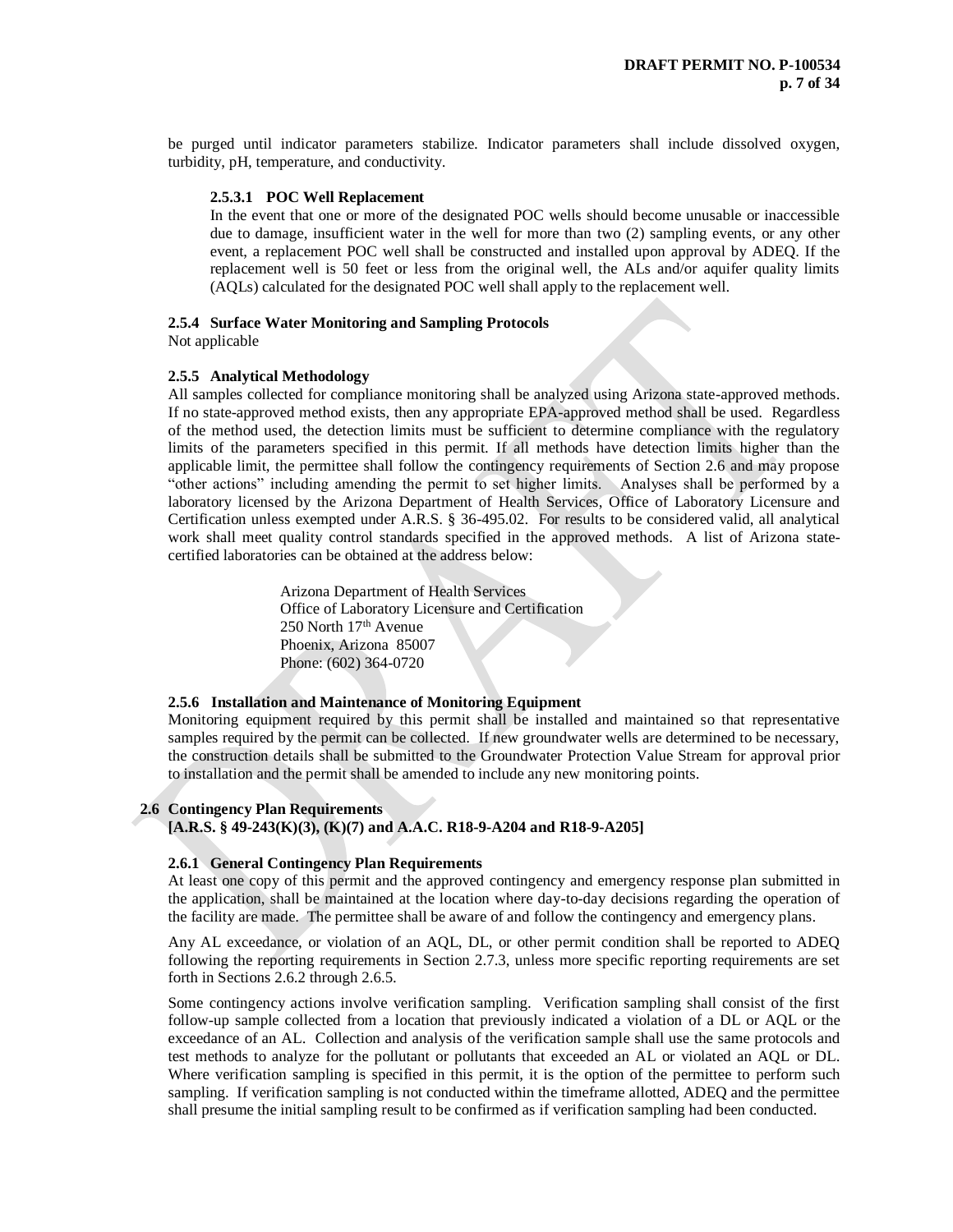be purged until indicator parameters stabilize. Indicator parameters shall include dissolved oxygen, turbidity, pH, temperature, and conductivity.

#### 2.5.3.1 POC Well Replacement

In the event that one or more of the designated POC wells should become unusable or inaccessible due to damage, insufficient water in the well for more than two (2) sampling events, or any other event, a replacement POC well shall be constructed and installed upon approval by ADEQ. If the replacement well is 50 feet or less from the original well, the ALs and/or aquifer quality limits (AQLs) calculated for the designated POC well shall apply to the replacement well.

### 2.5.4 Surface Water Monitoring and Sampling Protocols

Not applicable

### 2.5.5 Analytical Methodology

All samples collected for compliance monitoring shall be analyzed using Arizona state-approved methods. If no state-approved method exists, then any appropriate EPA-approved method shall be used. Regardless of the method used, the detection limits must be sufficient to determine compliance with the regulatory limits of the parameters specified in this permit. If all methods have detection limits higher than the applicable limit, the permittee shall follow the contingency requirements of Section 2.6 and may propose "other actions" including amending the permit to set higher limits. Analyses shall be performed by a laboratory licensed by the Arizona Department of Health Services, Office of Laboratory Licensure and Certification unless exempted under A.R.S. § 36-495.02. For results to be considered valid, all analytical work shall meet quality control standards specified in the approved methods. A list of Arizona state-certified laboratories can be obtained at the address below:

Arizona Department of Health Services
Office of Laboratory Licensure and Certification
250 North 17th Avenue
Phoenix, Arizona 85007
Phone: (602) 364-0720

### 2.5.6 Installation and Maintenance of Monitoring Equipment

Monitoring equipment required by this permit shall be installed and maintained so that representative samples required by the permit can be collected. If new groundwater wells are determined to be necessary, the construction details shall be submitted to the Groundwater Protection Value Stream for approval prior to installation and the permit shall be amended to include any new monitoring points.

## 2.6 Contingency Plan Requirements [A.R.S. § 49-243(K)(3), (K)(7) and A.A.C. R18-9-A204 and R18-9-A205]

### 2.6.1 General Contingency Plan Requirements

At least one copy of this permit and the approved contingency and emergency response plan submitted in the application, shall be maintained at the location where day-to-day decisions regarding the operation of the facility are made. The permittee shall be aware of and follow the contingency and emergency plans.

Any AL exceedance, or violation of an AQL, DL, or other permit condition shall be reported to ADEQ following the reporting requirements in Section 2.7.3, unless more specific reporting requirements are set forth in Sections 2.6.2 through 2.6.5.

Some contingency actions involve verification sampling. Verification sampling shall consist of the first follow-up sample collected from a location that previously indicated a violation of a DL or AQL or the exceedance of an AL. Collection and analysis of the verification sample shall use the same protocols and test methods to analyze for the pollutant or pollutants that exceeded an AL or violated an AQL or DL. Where verification sampling is specified in this permit, it is the option of the permittee to perform such sampling. If verification sampling is not conducted within the timeframe allotted, ADEQ and the permittee shall presume the initial sampling result to be confirmed as if verification sampling had been conducted.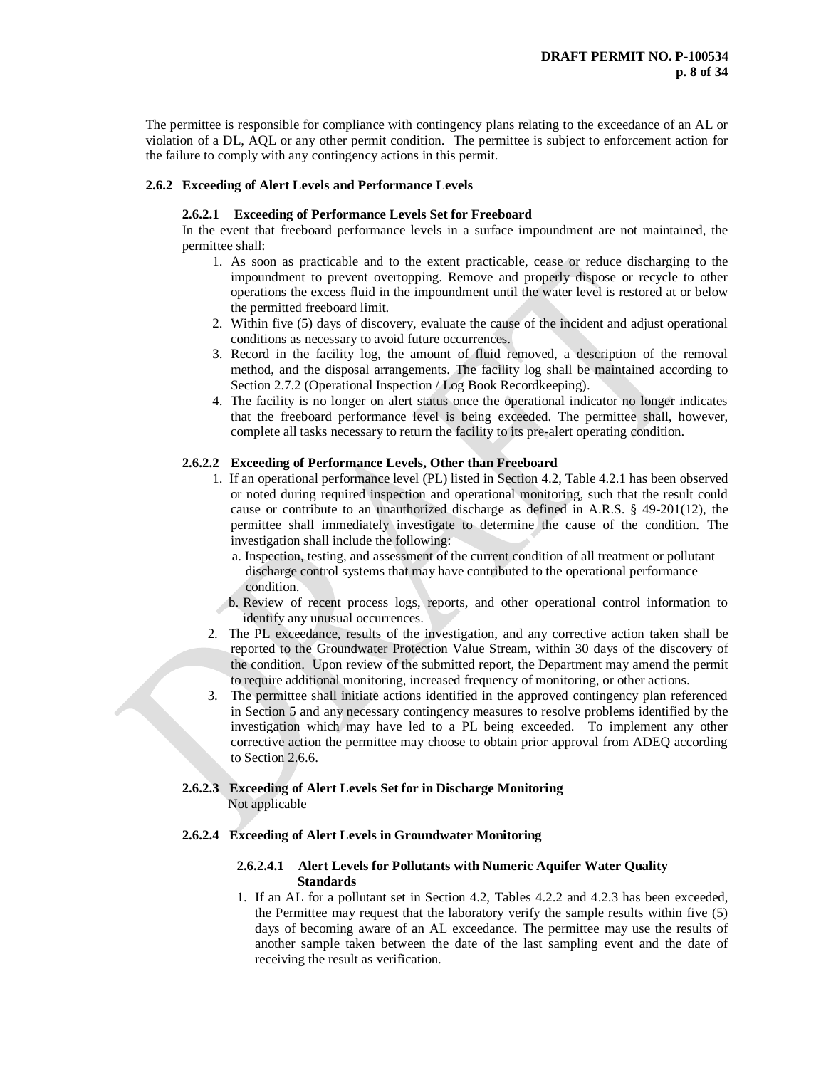The permittee is responsible for compliance with contingency plans relating to the exceedance of an AL or violation of a DL, AQL or any other permit condition. The permittee is subject to enforcement action for the failure to comply with any contingency actions in this permit.

### 2.6.2 Exceeding of Alert Levels and Performance Levels

#### 2.6.2.1 Exceeding of Performance Levels Set for Freeboard

In the event that freeboard performance levels in a surface impoundment are not maintained, the permittee shall:

1. As soon as practicable and to the extent practicable, cease or reduce discharging to the impoundment to prevent overtopping. Remove and properly dispose or recycle to other operations the excess fluid in the impoundment until the water level is restored at or below the permitted freeboard limit.
2. Within five (5) days of discovery, evaluate the cause of the incident and adjust operational conditions as necessary to avoid future occurrences.
3. Record in the facility log, the amount of fluid removed, a description of the removal method, and the disposal arrangements. The facility log shall be maintained according to Section 2.7.2 (Operational Inspection / Log Book Recordkeeping).
4. The facility is no longer on alert status once the operational indicator no longer indicates that the freeboard performance level is being exceeded. The permittee shall, however, complete all tasks necessary to return the facility to its pre-alert operating condition.

#### 2.6.2.2 Exceeding of Performance Levels, Other than Freeboard

1. If an operational performance level (PL) listed in Section 4.2, Table 4.2.1 has been observed or noted during required inspection and operational monitoring, such that the result could cause or contribute to an unauthorized discharge as defined in A.R.S. § 49-201(12), the permittee shall immediately investigate to determine the cause of the condition. The investigation shall include the following:
   a. Inspection, testing, and assessment of the current condition of all treatment or pollutant discharge control systems that may have contributed to the operational performance condition.
   b. Review of recent process logs, reports, and other operational control information to identify any unusual occurrences.
2. The PL exceedance, results of the investigation, and any corrective action taken shall be reported to the Groundwater Protection Value Stream, within 30 days of the discovery of the condition. Upon review of the submitted report, the Department may amend the permit to require additional monitoring, increased frequency of monitoring, or other actions.
3. The permittee shall initiate actions identified in the approved contingency plan referenced in Section 5 and any necessary contingency measures to resolve problems identified by the investigation which may have led to a PL being exceeded. To implement any other corrective action the permittee may choose to obtain prior approval from ADEQ according to Section 2.6.6.

#### 2.6.2.3 Exceeding of Alert Levels Set for in Discharge Monitoring

Not applicable

#### 2.6.2.4 Exceeding of Alert Levels in Groundwater Monitoring

##### 2.6.2.4.1 Alert Levels for Pollutants with Numeric Aquifer Water Quality Standards

1. If an AL for a pollutant set in Section 4.2, Tables 4.2.2 and 4.2.3 has been exceeded, the Permittee may request that the laboratory verify the sample results within five (5) days of becoming aware of an AL exceedance. The permittee may use the results of another sample taken between the date of the last sampling event and the date of receiving the result as verification.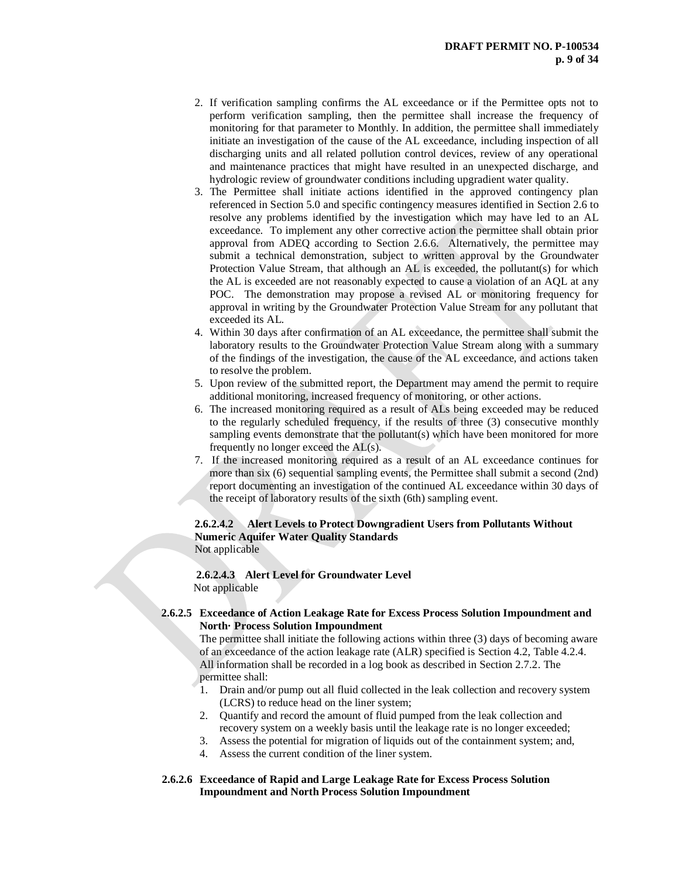2. If verification sampling confirms the AL exceedance or if the Permittee opts not to perform verification sampling, then the permittee shall increase the frequency of monitoring for that parameter to Monthly. In addition, the permittee shall immediately initiate an investigation of the cause of the AL exceedance, including inspection of all discharging units and all related pollution control devices, review of any operational and maintenance practices that might have resulted in an unexpected discharge, and hydrologic review of groundwater conditions including upgradient water quality.
3. The Permittee shall initiate actions identified in the approved contingency plan referenced in Section 5.0 and specific contingency measures identified in Section 2.6 to resolve any problems identified by the investigation which may have led to an AL exceedance. To implement any other corrective action the permittee shall obtain prior approval from ADEQ according to Section 2.6.6. Alternatively, the permittee may submit a technical demonstration, subject to written approval by the Groundwater Protection Value Stream, that although an AL is exceeded, the pollutant(s) for which the AL is exceeded are not reasonably expected to cause a violation of an AQL at any POC. The demonstration may propose a revised AL or monitoring frequency for approval in writing by the Groundwater Protection Value Stream for any pollutant that exceeded its AL.
4. Within 30 days after confirmation of an AL exceedance, the permittee shall submit the laboratory results to the Groundwater Protection Value Stream along with a summary of the findings of the investigation, the cause of the AL exceedance, and actions taken to resolve the problem.
5. Upon review of the submitted report, the Department may amend the permit to require additional monitoring, increased frequency of monitoring, or other actions.
6. The increased monitoring required as a result of ALs being exceeded may be reduced to the regularly scheduled frequency, if the results of three (3) consecutive monthly sampling events demonstrate that the pollutant(s) which have been monitored for more frequently no longer exceed the AL(s).
7. If the increased monitoring required as a result of an AL exceedance continues for more than six (6) sequential sampling events, the Permittee shall submit a second (2nd) report documenting an investigation of the continued AL exceedance within 30 days of the receipt of laboratory results of the sixth (6th) sampling event.

**2.6.2.4.2 Alert Levels to Protect Downgradient Users from Pollutants Without Numeric Aquifer Water Quality Standards**

Not applicable

**2.6.2.4.3 Alert Level for Groundwater Level**

Not applicable

**2.6.2.5 Exceedance of Action Leakage Rate for Excess Process Solution Impoundment and North· Process Solution Impoundment**

The permittee shall initiate the following actions within three (3) days of becoming aware of an exceedance of the action leakage rate (ALR) specified is Section 4.2, Table 4.2.4. All information shall be recorded in a log book as described in Section 2.7.2. The permittee shall:

1. Drain and/or pump out all fluid collected in the leak collection and recovery system (LCRS) to reduce head on the liner system;
2. Quantify and record the amount of fluid pumped from the leak collection and recovery system on a weekly basis until the leakage rate is no longer exceeded;
3. Assess the potential for migration of liquids out of the containment system; and,
4. Assess the current condition of the liner system.

**2.6.2.6 Exceedance of Rapid and Large Leakage Rate for Excess Process Solution Impoundment and North Process Solution Impoundment**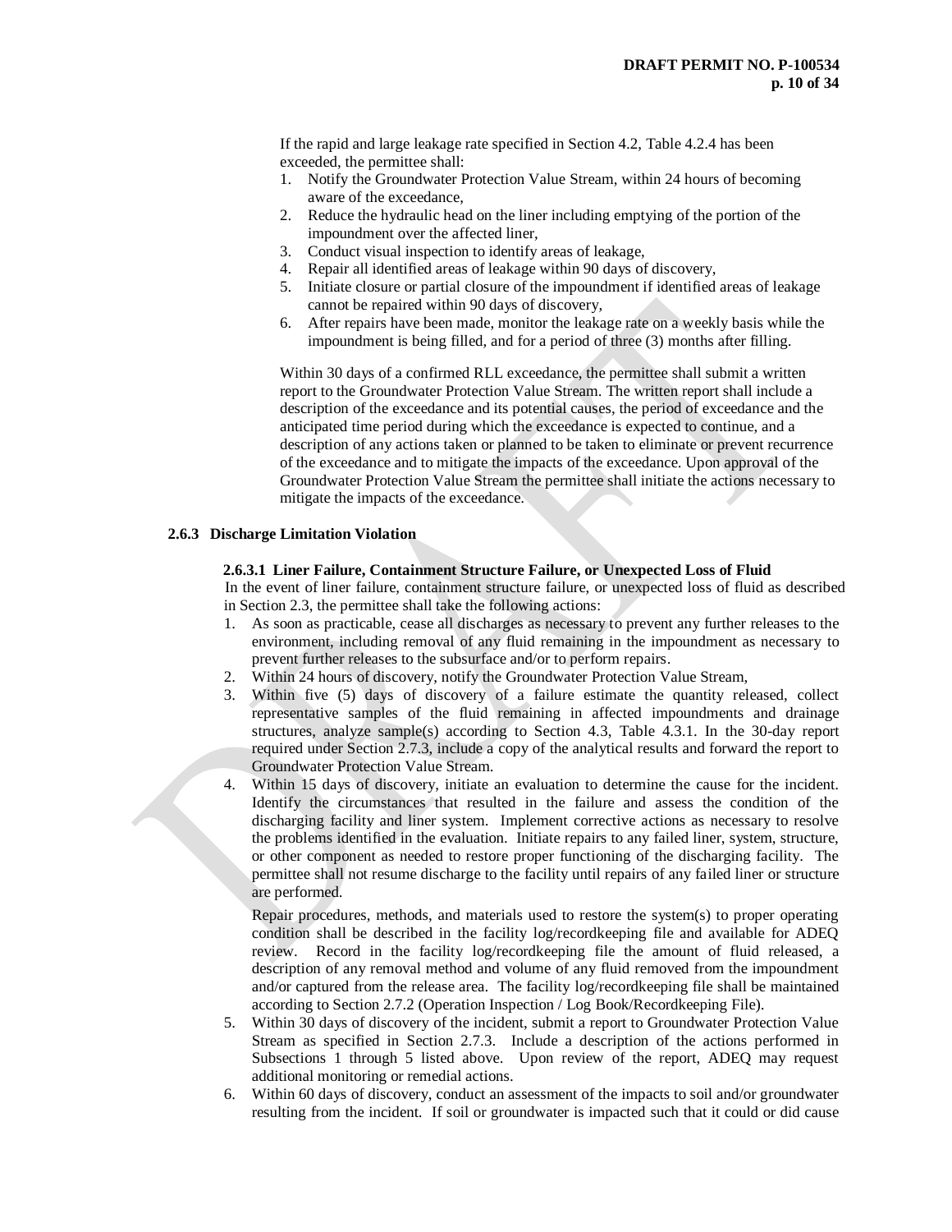If the rapid and large leakage rate specified in Section 4.2, Table 4.2.4 has been exceeded, the permittee shall:

1. Notify the Groundwater Protection Value Stream, within 24 hours of becoming aware of the exceedance,
2. Reduce the hydraulic head on the liner including emptying of the portion of the impoundment over the affected liner,
3. Conduct visual inspection to identify areas of leakage,
4. Repair all identified areas of leakage within 90 days of discovery,
5. Initiate closure or partial closure of the impoundment if identified areas of leakage cannot be repaired within 90 days of discovery,
6. After repairs have been made, monitor the leakage rate on a weekly basis while the impoundment is being filled, and for a period of three (3) months after filling.

Within 30 days of a confirmed RLL exceedance, the permittee shall submit a written report to the Groundwater Protection Value Stream. The written report shall include a description of the exceedance and its potential causes, the period of exceedance and the anticipated time period during which the exceedance is expected to continue, and a description of any actions taken or planned to be taken to eliminate or prevent recurrence of the exceedance and to mitigate the impacts of the exceedance. Upon approval of the Groundwater Protection Value Stream the permittee shall initiate the actions necessary to mitigate the impacts of the exceedance.

### 2.6.3 Discharge Limitation Violation

#### 2.6.3.1 Liner Failure, Containment Structure Failure, or Unexpected Loss of Fluid

In the event of liner failure, containment structure failure, or unexpected loss of fluid as described in Section 2.3, the permittee shall take the following actions:

1. As soon as practicable, cease all discharges as necessary to prevent any further releases to the environment, including removal of any fluid remaining in the impoundment as necessary to prevent further releases to the subsurface and/or to perform repairs.
2. Within 24 hours of discovery, notify the Groundwater Protection Value Stream,
3. Within five (5) days of discovery of a failure estimate the quantity released, collect representative samples of the fluid remaining in affected impoundments and drainage structures, analyze sample(s) according to Section 4.3, Table 4.3.1. In the 30-day report required under Section 2.7.3, include a copy of the analytical results and forward the report to Groundwater Protection Value Stream.
4. Within 15 days of discovery, initiate an evaluation to determine the cause for the incident. Identify the circumstances that resulted in the failure and assess the condition of the discharging facility and liner system. Implement corrective actions as necessary to resolve the problems identified in the evaluation. Initiate repairs to any failed liner, system, structure, or other component as needed to restore proper functioning of the discharging facility. The permittee shall not resume discharge to the facility until repairs of any failed liner or structure are performed.

   Repair procedures, methods, and materials used to restore the system(s) to proper operating condition shall be described in the facility log/recordkeeping file and available for ADEQ review. Record in the facility log/recordkeeping file the amount of fluid released, a description of any removal method and volume of any fluid removed from the impoundment and/or captured from the release area. The facility log/recordkeeping file shall be maintained according to Section 2.7.2 (Operation Inspection / Log Book/Recordkeeping File).
5. Within 30 days of discovery of the incident, submit a report to Groundwater Protection Value Stream as specified in Section 2.7.3. Include a description of the actions performed in Subsections 1 through 5 listed above. Upon review of the report, ADEQ may request additional monitoring or remedial actions.
6. Within 60 days of discovery, conduct an assessment of the impacts to soil and/or groundwater resulting from the incident. If soil or groundwater is impacted such that it could or did cause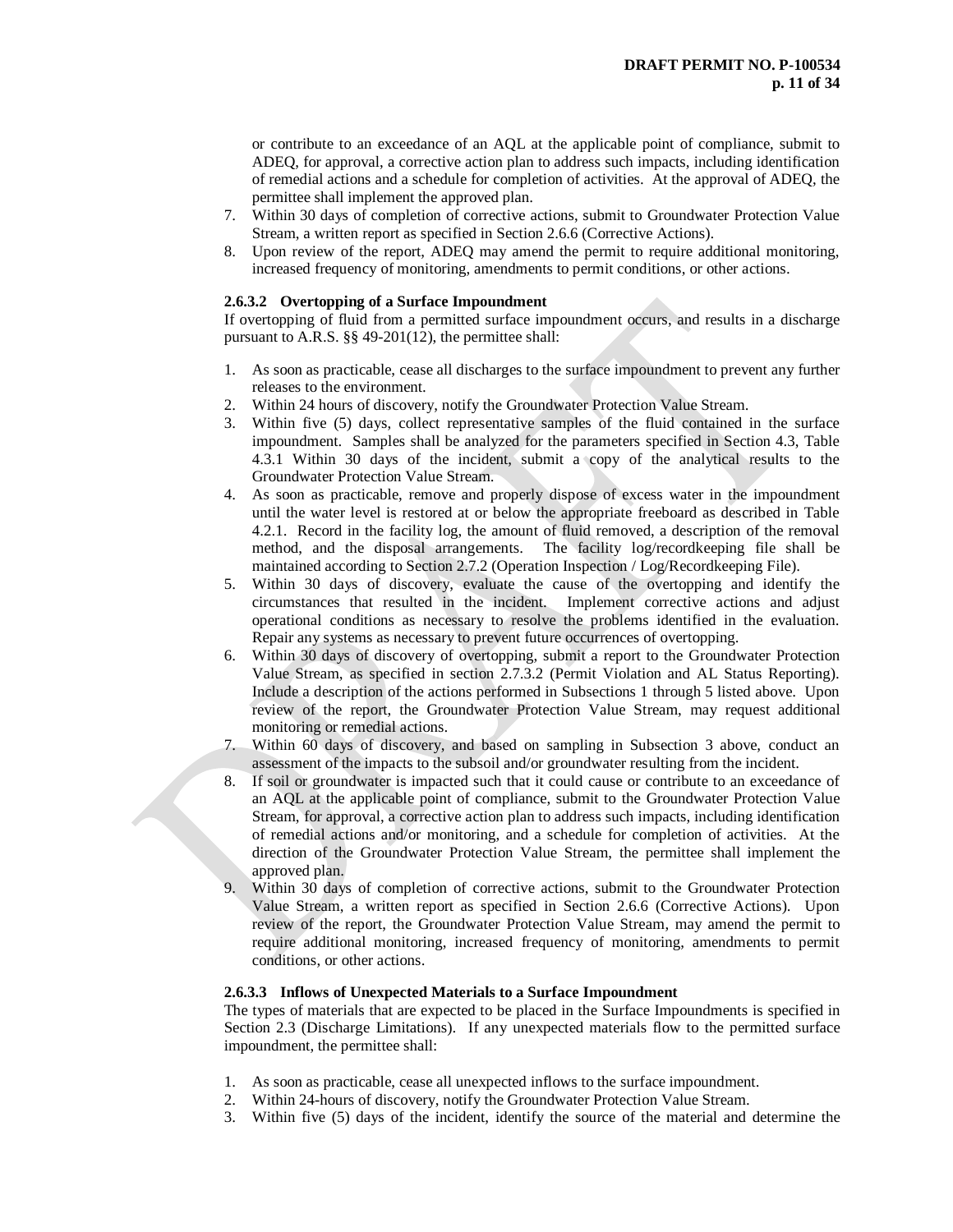or contribute to an exceedance of an AQL at the applicable point of compliance, submit to ADEQ, for approval, a corrective action plan to address such impacts, including identification of remedial actions and a schedule for completion of activities. At the approval of ADEQ, the permittee shall implement the approved plan.

7. Within 30 days of completion of corrective actions, submit to Groundwater Protection Value Stream, a written report as specified in Section 2.6.6 (Corrective Actions).
8. Upon review of the report, ADEQ may amend the permit to require additional monitoring, increased frequency of monitoring, amendments to permit conditions, or other actions.

#### 2.6.3.2 Overtopping of a Surface Impoundment

If overtopping of fluid from a permitted surface impoundment occurs, and results in a discharge pursuant to A.R.S. §§ 49-201(12), the permittee shall:

1. As soon as practicable, cease all discharges to the surface impoundment to prevent any further releases to the environment.
2. Within 24 hours of discovery, notify the Groundwater Protection Value Stream.
3. Within five (5) days, collect representative samples of the fluid contained in the surface impoundment. Samples shall be analyzed for the parameters specified in Section 4.3, Table 4.3.1 Within 30 days of the incident, submit a copy of the analytical results to the Groundwater Protection Value Stream.
4. As soon as practicable, remove and properly dispose of excess water in the impoundment until the water level is restored at or below the appropriate freeboard as described in Table 4.2.1. Record in the facility log, the amount of fluid removed, a description of the removal method, and the disposal arrangements. The facility log/recordkeeping file shall be maintained according to Section 2.7.2 (Operation Inspection / Log/Recordkeeping File).
5. Within 30 days of discovery, evaluate the cause of the overtopping and identify the circumstances that resulted in the incident. Implement corrective actions and adjust operational conditions as necessary to resolve the problems identified in the evaluation. Repair any systems as necessary to prevent future occurrences of overtopping.
6. Within 30 days of discovery of overtopping, submit a report to the Groundwater Protection Value Stream, as specified in section 2.7.3.2 (Permit Violation and AL Status Reporting). Include a description of the actions performed in Subsections 1 through 5 listed above. Upon review of the report, the Groundwater Protection Value Stream, may request additional monitoring or remedial actions.
7. Within 60 days of discovery, and based on sampling in Subsection 3 above, conduct an assessment of the impacts to the subsoil and/or groundwater resulting from the incident.
8. If soil or groundwater is impacted such that it could cause or contribute to an exceedance of an AQL at the applicable point of compliance, submit to the Groundwater Protection Value Stream, for approval, a corrective action plan to address such impacts, including identification of remedial actions and/or monitoring, and a schedule for completion of activities. At the direction of the Groundwater Protection Value Stream, the permittee shall implement the approved plan.
9. Within 30 days of completion of corrective actions, submit to the Groundwater Protection Value Stream, a written report as specified in Section 2.6.6 (Corrective Actions). Upon review of the report, the Groundwater Protection Value Stream, may amend the permit to require additional monitoring, increased frequency of monitoring, amendments to permit conditions, or other actions.

#### 2.6.3.3 Inflows of Unexpected Materials to a Surface Impoundment

The types of materials that are expected to be placed in the Surface Impoundments is specified in Section 2.3 (Discharge Limitations). If any unexpected materials flow to the permitted surface impoundment, the permittee shall:

1. As soon as practicable, cease all unexpected inflows to the surface impoundment.
2. Within 24-hours of discovery, notify the Groundwater Protection Value Stream.
3. Within five (5) days of the incident, identify the source of the material and determine the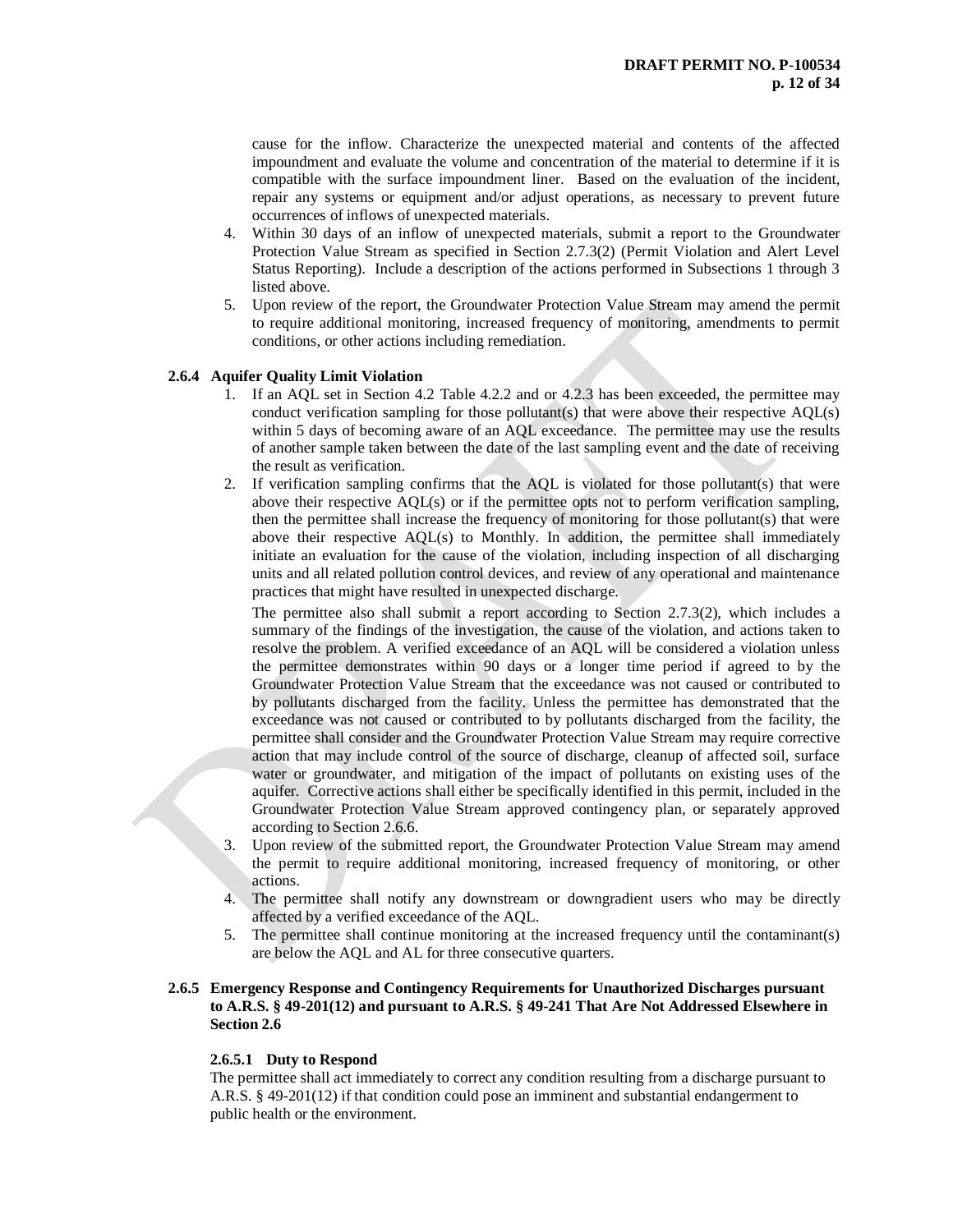cause for the inflow. Characterize the unexpected material and contents of the affected impoundment and evaluate the volume and concentration of the material to determine if it is compatible with the surface impoundment liner. Based on the evaluation of the incident, repair any systems or equipment and/or adjust operations, as necessary to prevent future occurrences of inflows of unexpected materials.

4. Within 30 days of an inflow of unexpected materials, submit a report to the Groundwater Protection Value Stream as specified in Section 2.7.3(2) (Permit Violation and Alert Level Status Reporting). Include a description of the actions performed in Subsections 1 through 3 listed above.
5. Upon review of the report, the Groundwater Protection Value Stream may amend the permit to require additional monitoring, increased frequency of monitoring, amendments to permit conditions, or other actions including remediation.

### 2.6.4 Aquifer Quality Limit Violation

1. If an AQL set in Section 4.2 Table 4.2.2 and or 4.2.3 has been exceeded, the permittee may conduct verification sampling for those pollutant(s) that were above their respective AQL(s) within 5 days of becoming aware of an AQL exceedance. The permittee may use the results of another sample taken between the date of the last sampling event and the date of receiving the result as verification.
2. If verification sampling confirms that the AQL is violated for those pollutant(s) that were above their respective AQL(s) or if the permittee opts not to perform verification sampling, then the permittee shall increase the frequency of monitoring for those pollutant(s) that were above their respective AQL(s) to Monthly. In addition, the permittee shall immediately initiate an evaluation for the cause of the violation, including inspection of all discharging units and all related pollution control devices, and review of any operational and maintenance practices that might have resulted in unexpected discharge.

   The permittee also shall submit a report according to Section 2.7.3(2), which includes a summary of the findings of the investigation, the cause of the violation, and actions taken to resolve the problem. A verified exceedance of an AQL will be considered a violation unless the permittee demonstrates within 90 days or a longer time period if agreed to by the Groundwater Protection Value Stream that the exceedance was not caused or contributed to by pollutants discharged from the facility. Unless the permittee has demonstrated that the exceedance was not caused or contributed to by pollutants discharged from the facility, the permittee shall consider and the Groundwater Protection Value Stream may require corrective action that may include control of the source of discharge, cleanup of affected soil, surface water or groundwater, and mitigation of the impact of pollutants on existing uses of the aquifer. Corrective actions shall either be specifically identified in this permit, included in the Groundwater Protection Value Stream approved contingency plan, or separately approved according to Section 2.6.6.
3. Upon review of the submitted report, the Groundwater Protection Value Stream may amend the permit to require additional monitoring, increased frequency of monitoring, or other actions.
4. The permittee shall notify any downstream or downgradient users who may be directly affected by a verified exceedance of the AQL.
5. The permittee shall continue monitoring at the increased frequency until the contaminant(s) are below the AQL and AL for three consecutive quarters.

### 2.6.5 Emergency Response and Contingency Requirements for Unauthorized Discharges pursuant to A.R.S. § 49-201(12) and pursuant to A.R.S. § 49-241 That Are Not Addressed Elsewhere in Section 2.6

#### 2.6.5.1 Duty to Respond

The permittee shall act immediately to correct any condition resulting from a discharge pursuant to A.R.S. § 49-201(12) if that condition could pose an imminent and substantial endangerment to public health or the environment.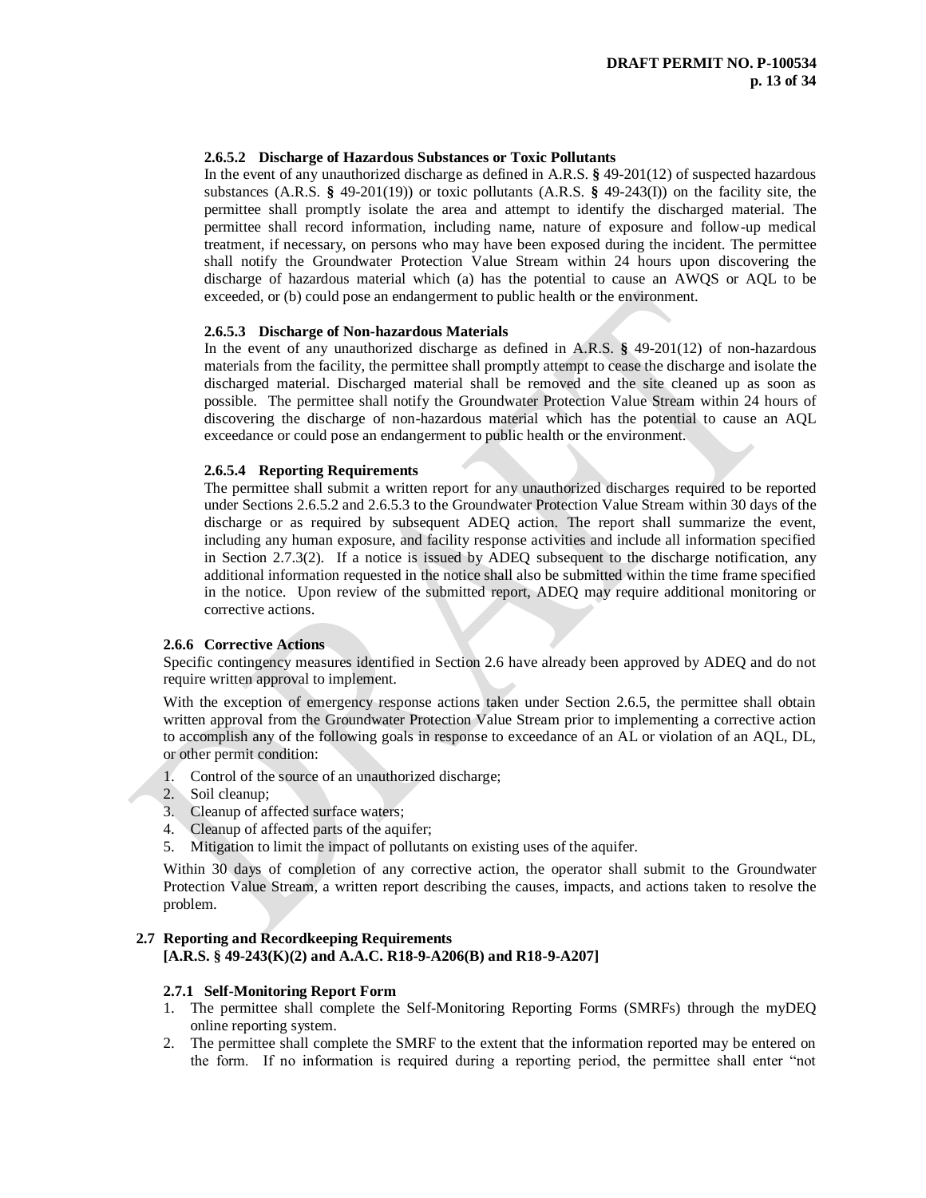#### 2.6.5.2 Discharge of Hazardous Substances or Toxic Pollutants

In the event of any unauthorized discharge as defined in A.R.S. § 49-201(12) of suspected hazardous substances (A.R.S. § 49-201(19)) or toxic pollutants (A.R.S. § 49-243(I)) on the facility site, the permittee shall promptly isolate the area and attempt to identify the discharged material. The permittee shall record information, including name, nature of exposure and follow-up medical treatment, if necessary, on persons who may have been exposed during the incident. The permittee shall notify the Groundwater Protection Value Stream within 24 hours upon discovering the discharge of hazardous material which (a) has the potential to cause an AWQS or AQL to be exceeded, or (b) could pose an endangerment to public health or the environment.

#### 2.6.5.3 Discharge of Non-hazardous Materials

In the event of any unauthorized discharge as defined in A.R.S. § 49-201(12) of non-hazardous materials from the facility, the permittee shall promptly attempt to cease the discharge and isolate the discharged material. Discharged material shall be removed and the site cleaned up as soon as possible. The permittee shall notify the Groundwater Protection Value Stream within 24 hours of discovering the discharge of non-hazardous material which has the potential to cause an AQL exceedance or could pose an endangerment to public health or the environment.

#### 2.6.5.4 Reporting Requirements

The permittee shall submit a written report for any unauthorized discharges required to be reported under Sections 2.6.5.2 and 2.6.5.3 to the Groundwater Protection Value Stream within 30 days of the discharge or as required by subsequent ADEQ action. The report shall summarize the event, including any human exposure, and facility response activities and include all information specified in Section 2.7.3(2). If a notice is issued by ADEQ subsequent to the discharge notification, any additional information requested in the notice shall also be submitted within the time frame specified in the notice. Upon review of the submitted report, ADEQ may require additional monitoring or corrective actions.

### 2.6.6 Corrective Actions

Specific contingency measures identified in Section 2.6 have already been approved by ADEQ and do not require written approval to implement.

With the exception of emergency response actions taken under Section 2.6.5, the permittee shall obtain written approval from the Groundwater Protection Value Stream prior to implementing a corrective action to accomplish any of the following goals in response to exceedance of an AL or violation of an AQL, DL, or other permit condition:

1. Control of the source of an unauthorized discharge;
2. Soil cleanup;
3. Cleanup of affected surface waters;
4. Cleanup of affected parts of the aquifer;
5. Mitigation to limit the impact of pollutants on existing uses of the aquifer.

Within 30 days of completion of any corrective action, the operator shall submit to the Groundwater Protection Value Stream, a written report describing the causes, impacts, and actions taken to resolve the problem.

## 2.7 Reporting and Recordkeeping Requirements
**[A.R.S. § 49-243(K)(2) and A.A.C. R18-9-A206(B) and R18-9-A207]**

### 2.7.1 Self-Monitoring Report Form

1. The permittee shall complete the Self-Monitoring Reporting Forms (SMRFs) through the myDEQ online reporting system.
2. The permittee shall complete the SMRF to the extent that the information reported may be entered on the form. If no information is required during a reporting period, the permittee shall enter "not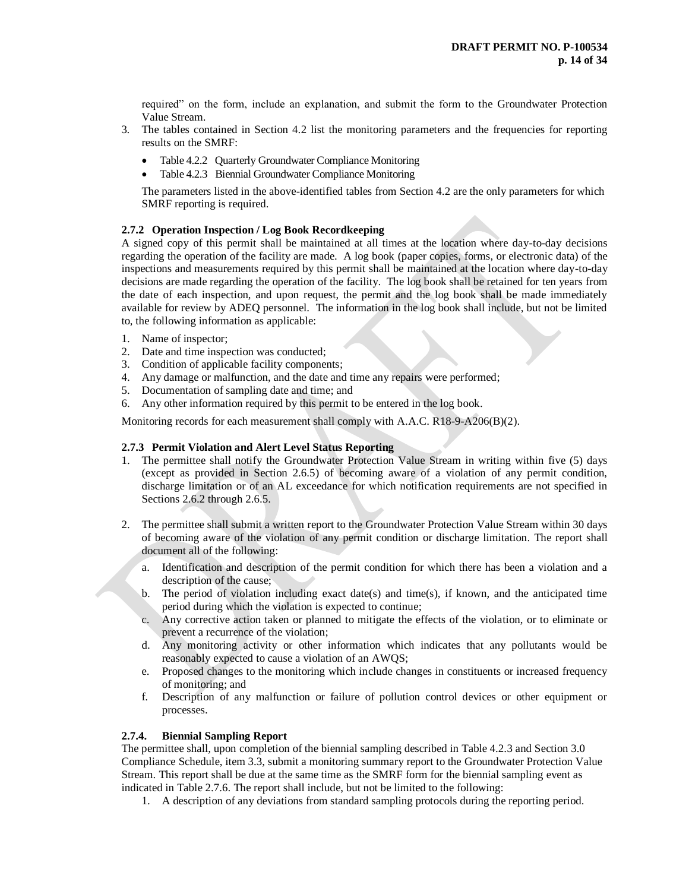required" on the form, include an explanation, and submit the form to the Groundwater Protection Value Stream.

3. The tables contained in Section 4.2 list the monitoring parameters and the frequencies for reporting results on the SMRF:

   - Table 4.2.2 Quarterly Groundwater Compliance Monitoring
   - Table 4.2.3 Biennial Groundwater Compliance Monitoring

   The parameters listed in the above-identified tables from Section 4.2 are the only parameters for which SMRF reporting is required.

### 2.7.2 Operation Inspection / Log Book Recordkeeping

A signed copy of this permit shall be maintained at all times at the location where day-to-day decisions regarding the operation of the facility are made. A log book (paper copies, forms, or electronic data) of the inspections and measurements required by this permit shall be maintained at the location where day-to-day decisions are made regarding the operation of the facility. The log book shall be retained for ten years from the date of each inspection, and upon request, the permit and the log book shall be made immediately available for review by ADEQ personnel. The information in the log book shall include, but not be limited to, the following information as applicable:

1. Name of inspector;
2. Date and time inspection was conducted;
3. Condition of applicable facility components;
4. Any damage or malfunction, and the date and time any repairs were performed;
5. Documentation of sampling date and time; and
6. Any other information required by this permit to be entered in the log book.

Monitoring records for each measurement shall comply with A.A.C. R18-9-A206(B)(2).

### 2.7.3 Permit Violation and Alert Level Status Reporting

1. The permittee shall notify the Groundwater Protection Value Stream in writing within five (5) days (except as provided in Section 2.6.5) of becoming aware of a violation of any permit condition, discharge limitation or of an AL exceedance for which notification requirements are not specified in Sections 2.6.2 through 2.6.5.

2. The permittee shall submit a written report to the Groundwater Protection Value Stream within 30 days of becoming aware of the violation of any permit condition or discharge limitation. The report shall document all of the following:

   a. Identification and description of the permit condition for which there has been a violation and a description of the cause;
   b. The period of violation including exact date(s) and time(s), if known, and the anticipated time period during which the violation is expected to continue;
   c. Any corrective action taken or planned to mitigate the effects of the violation, or to eliminate or prevent a recurrence of the violation;
   d. Any monitoring activity or other information which indicates that any pollutants would be reasonably expected to cause a violation of an AWQS;
   e. Proposed changes to the monitoring which include changes in constituents or increased frequency of monitoring; and
   f. Description of any malfunction or failure of pollution control devices or other equipment or processes.

### 2.7.4. Biennial Sampling Report

The permittee shall, upon completion of the biennial sampling described in Table 4.2.3 and Section 3.0 Compliance Schedule, item 3.3, submit a monitoring summary report to the Groundwater Protection Value Stream. This report shall be due at the same time as the SMRF form for the biennial sampling event as indicated in Table 2.7.6. The report shall include, but not be limited to the following:

1. A description of any deviations from standard sampling protocols during the reporting period.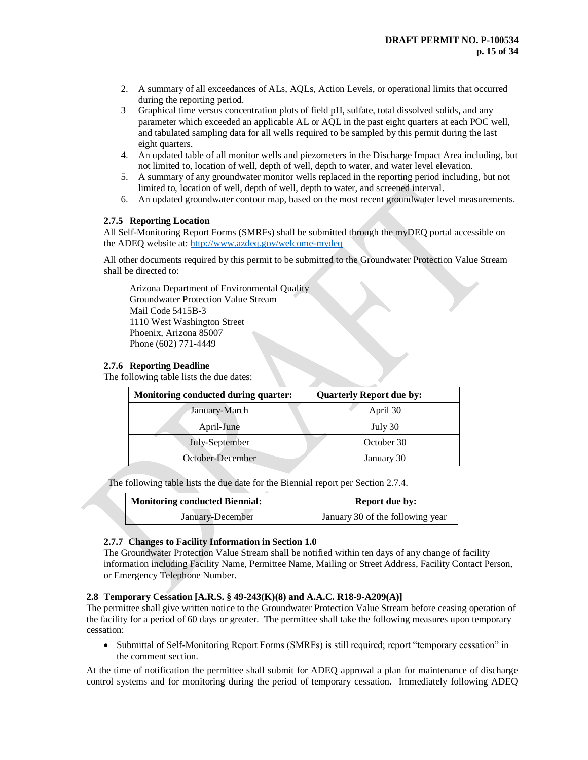2. A summary of all exceedances of ALs, AQLs, Action Levels, or operational limits that occurred during the reporting period.
3. Graphical time versus concentration plots of field pH, sulfate, total dissolved solids, and any parameter which exceeded an applicable AL or AQL in the past eight quarters at each POC well, and tabulated sampling data for all wells required to be sampled by this permit during the last eight quarters.
4. An updated table of all monitor wells and piezometers in the Discharge Impact Area including, but not limited to, location of well, depth of well, depth to water, and water level elevation.
5. A summary of any groundwater monitor wells replaced in the reporting period including, but not limited to, location of well, depth of well, depth to water, and screened interval.
6. An updated groundwater contour map, based on the most recent groundwater level measurements.

### 2.7.5 Reporting Location

All Self-Monitoring Report Forms (SMRFs) shall be submitted through the myDEQ portal accessible on the ADEQ website at: http://www.azdeq.gov/welcome-mydeq

All other documents required by this permit to be submitted to the Groundwater Protection Value Stream shall be directed to:

Arizona Department of Environmental Quality
Groundwater Protection Value Stream
Mail Code 5415B-3
1110 West Washington Street
Phoenix, Arizona 85007
Phone (602) 771-4449

### 2.7.6 Reporting Deadline

The following table lists the due dates:

| Monitoring conducted during quarter: | Quarterly Report due by: |
|---|---|
| January-March | April 30 |
| April-June | July 30 |
| July-September | October 30 |
| October-December | January 30 |

The following table lists the due date for the Biennial report per Section 2.7.4.

| Monitoring conducted Biennial: | Report due by: |
|---|---|
| January-December | January 30 of the following year |

### 2.7.7 Changes to Facility Information in Section 1.0

The Groundwater Protection Value Stream shall be notified within ten days of any change of facility information including Facility Name, Permittee Name, Mailing or Street Address, Facility Contact Person, or Emergency Telephone Number.

## 2.8 Temporary Cessation [A.R.S. § 49-243(K)(8) and A.A.C. R18-9-A209(A)]

The permittee shall give written notice to the Groundwater Protection Value Stream before ceasing operation of the facility for a period of 60 days or greater. The permittee shall take the following measures upon temporary cessation:

- Submittal of Self-Monitoring Report Forms (SMRFs) is still required; report "temporary cessation" in the comment section.

At the time of notification the permittee shall submit for ADEQ approval a plan for maintenance of discharge control systems and for monitoring during the period of temporary cessation. Immediately following ADEQ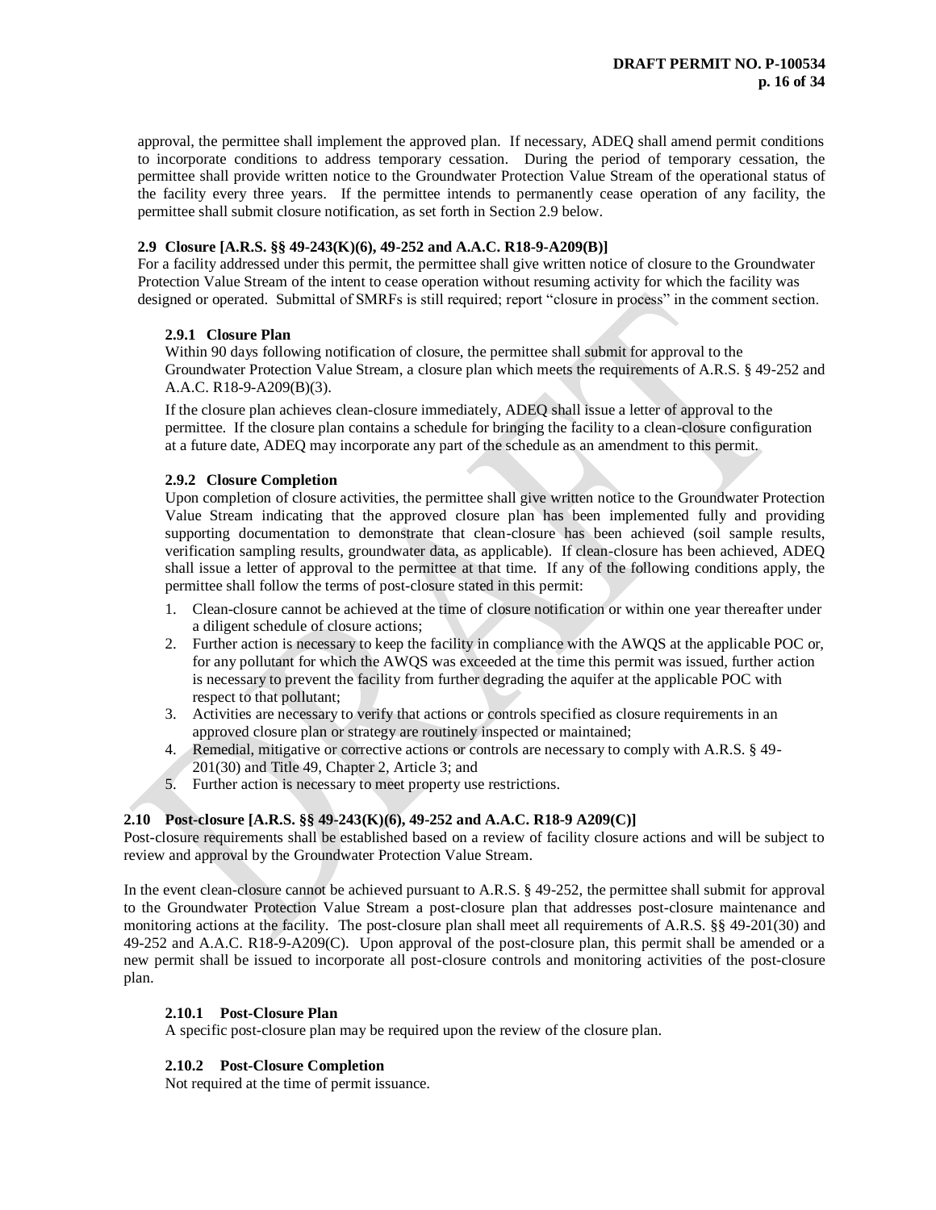approval, the permittee shall implement the approved plan. If necessary, ADEQ shall amend permit conditions to incorporate conditions to address temporary cessation. During the period of temporary cessation, the permittee shall provide written notice to the Groundwater Protection Value Stream of the operational status of the facility every three years. If the permittee intends to permanently cease operation of any facility, the permittee shall submit closure notification, as set forth in Section 2.9 below.

### 2.9 Closure [A.R.S. §§ 49-243(K)(6), 49-252 and A.A.C. R18-9-A209(B)]

For a facility addressed under this permit, the permittee shall give written notice of closure to the Groundwater Protection Value Stream of the intent to cease operation without resuming activity for which the facility was designed or operated. Submittal of SMRFs is still required; report "closure in process" in the comment section.

#### 2.9.1 Closure Plan

Within 90 days following notification of closure, the permittee shall submit for approval to the Groundwater Protection Value Stream, a closure plan which meets the requirements of A.R.S. § 49-252 and A.A.C. R18-9-A209(B)(3).

If the closure plan achieves clean-closure immediately, ADEQ shall issue a letter of approval to the permittee. If the closure plan contains a schedule for bringing the facility to a clean-closure configuration at a future date, ADEQ may incorporate any part of the schedule as an amendment to this permit.

#### 2.9.2 Closure Completion

Upon completion of closure activities, the permittee shall give written notice to the Groundwater Protection Value Stream indicating that the approved closure plan has been implemented fully and providing supporting documentation to demonstrate that clean-closure has been achieved (soil sample results, verification sampling results, groundwater data, as applicable). If clean-closure has been achieved, ADEQ shall issue a letter of approval to the permittee at that time. If any of the following conditions apply, the permittee shall follow the terms of post-closure stated in this permit:

1. Clean-closure cannot be achieved at the time of closure notification or within one year thereafter under a diligent schedule of closure actions;
2. Further action is necessary to keep the facility in compliance with the AWQS at the applicable POC or, for any pollutant for which the AWQS was exceeded at the time this permit was issued, further action is necessary to prevent the facility from further degrading the aquifer at the applicable POC with respect to that pollutant;
3. Activities are necessary to verify that actions or controls specified as closure requirements in an approved closure plan or strategy are routinely inspected or maintained;
4. Remedial, mitigative or corrective actions or controls are necessary to comply with A.R.S. § 49-201(30) and Title 49, Chapter 2, Article 3; and
5. Further action is necessary to meet property use restrictions.

### 2.10 Post-closure [A.R.S. §§ 49-243(K)(6), 49-252 and A.A.C. R18-9 A209(C)]

Post-closure requirements shall be established based on a review of facility closure actions and will be subject to review and approval by the Groundwater Protection Value Stream.

In the event clean-closure cannot be achieved pursuant to A.R.S. § 49-252, the permittee shall submit for approval to the Groundwater Protection Value Stream a post-closure plan that addresses post-closure maintenance and monitoring actions at the facility. The post-closure plan shall meet all requirements of A.R.S. §§ 49-201(30) and 49-252 and A.A.C. R18-9-A209(C). Upon approval of the post-closure plan, this permit shall be amended or a new permit shall be issued to incorporate all post-closure controls and monitoring activities of the post-closure plan.

#### 2.10.1 Post-Closure Plan

A specific post-closure plan may be required upon the review of the closure plan.

#### 2.10.2 Post-Closure Completion

Not required at the time of permit issuance.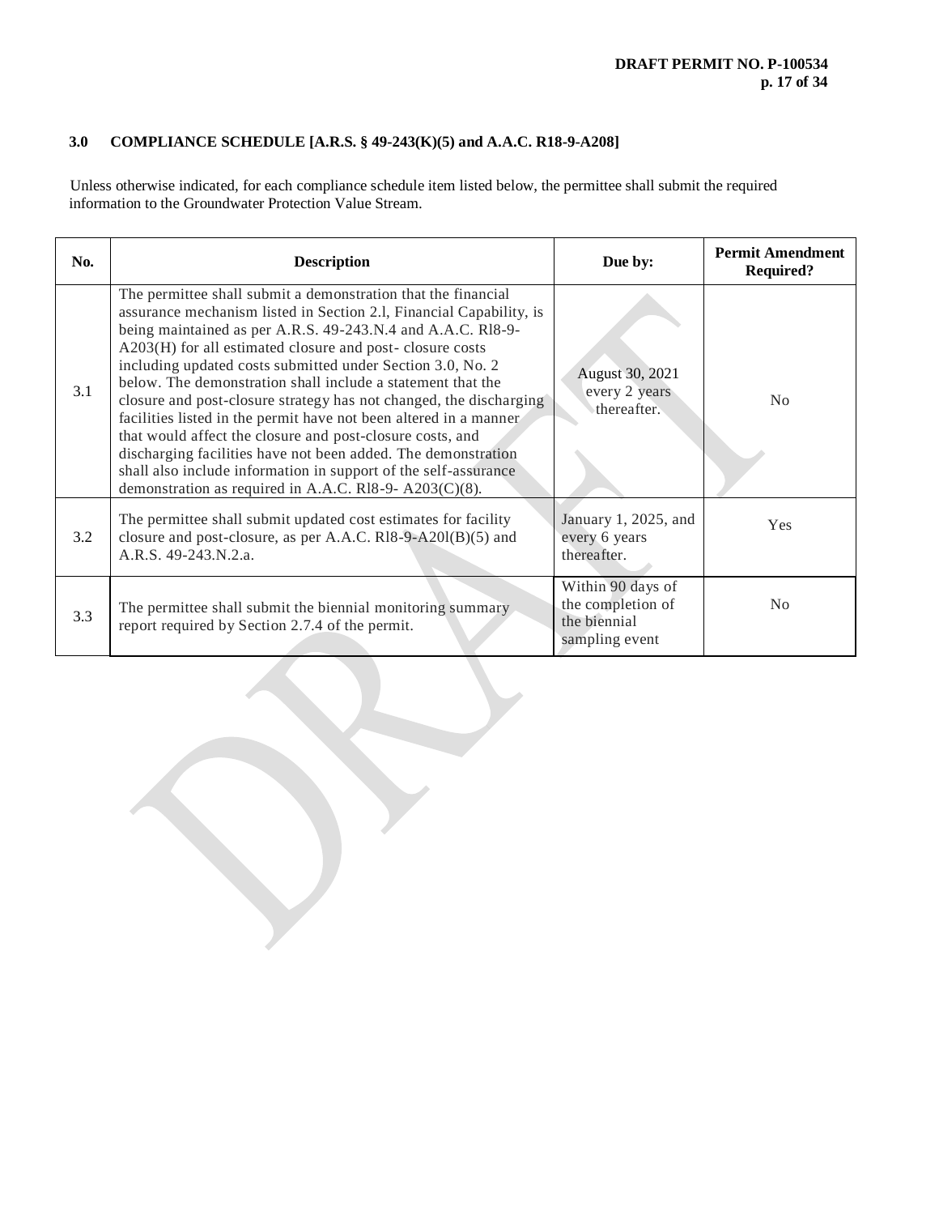## 3.0 COMPLIANCE SCHEDULE [A.R.S. § 49-243(K)(5) and A.A.C. R18-9-A208]

Unless otherwise indicated, for each compliance schedule item listed below, the permittee shall submit the required information to the Groundwater Protection Value Stream.

| No. | Description | Due by: | Permit Amendment Required? |
|---|---|---|---|
| 3.1 | The permittee shall submit a demonstration that the financial assurance mechanism listed in Section 2.l, Financial Capability, is being maintained as per A.R.S. 49-243.N.4 and A.A.C. Rl8-9-A203(H) for all estimated closure and post- closure costs including updated costs submitted under Section 3.0, No. 2 below. The demonstration shall include a statement that the closure and post-closure strategy has not changed, the discharging facilities listed in the permit have not been altered in a manner that would affect the closure and post-closure costs, and discharging facilities have not been added. The demonstration shall also include information in support of the self-assurance demonstration as required in A.A.C. Rl8-9- A203(C)(8). | August 30, 2021 every 2 years thereafter. | No |
| 3.2 | The permittee shall submit updated cost estimates for facility closure and post-closure, as per A.A.C. Rl8-9-A20l(B)(5) and A.R.S. 49-243.N.2.a. | January 1, 2025, and every 6 years thereafter. | Yes |
| 3.3 | The permittee shall submit the biennial monitoring summary report required by Section 2.7.4 of the permit. | Within 90 days of the completion of the biennial sampling event | No |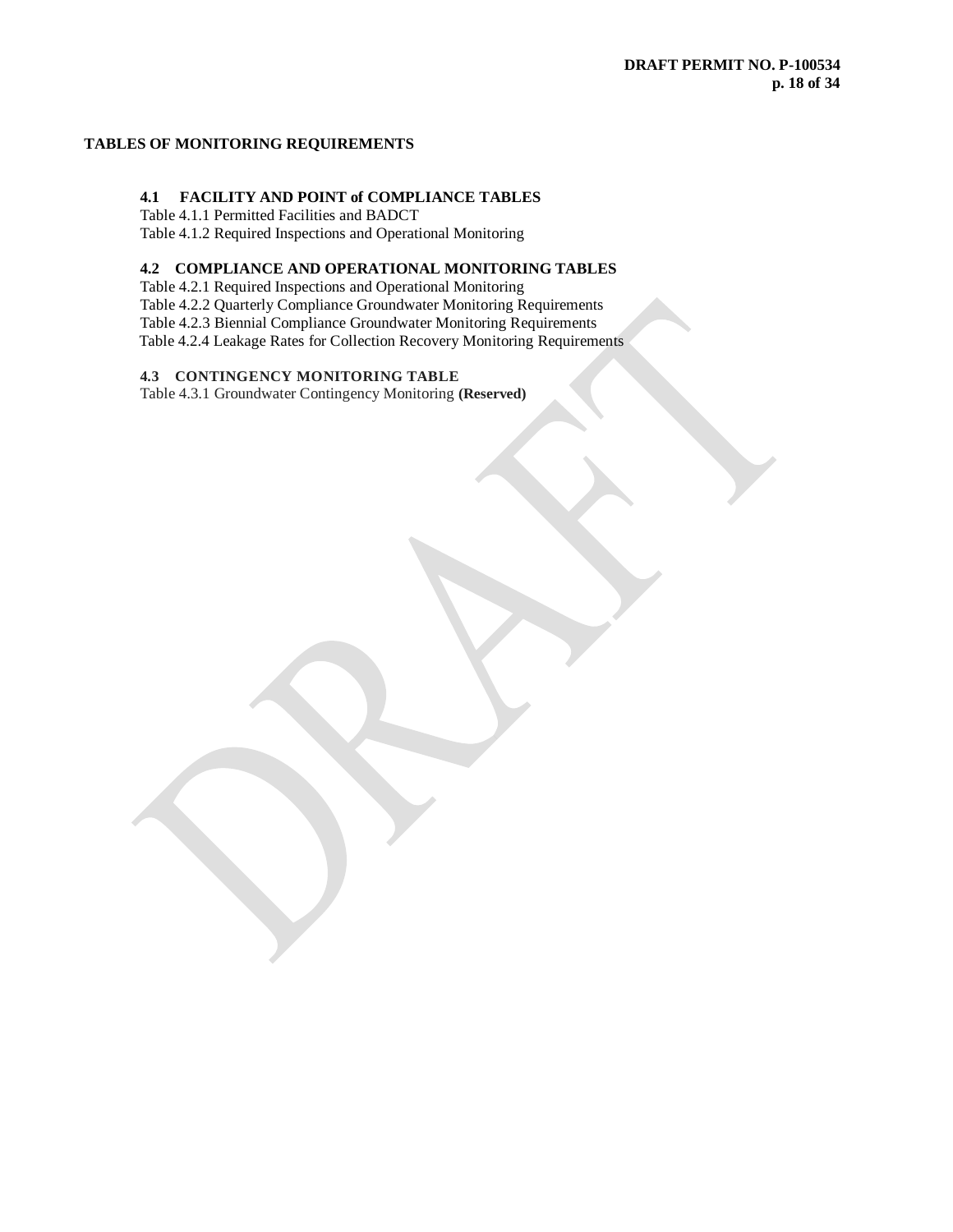## TABLES OF MONITORING REQUIREMENTS

### 4.1 FACILITY AND POINT of COMPLIANCE TABLES

Table 4.1.1 Permitted Facilities and BADCT
Table 4.1.2 Required Inspections and Operational Monitoring

### 4.2 COMPLIANCE AND OPERATIONAL MONITORING TABLES

Table 4.2.1 Required Inspections and Operational Monitoring
Table 4.2.2 Quarterly Compliance Groundwater Monitoring Requirements
Table 4.2.3 Biennial Compliance Groundwater Monitoring Requirements
Table 4.2.4 Leakage Rates for Collection Recovery Monitoring Requirements

### 4.3 CONTINGENCY MONITORING TABLE

Table 4.3.1 Groundwater Contingency Monitoring **(Reserved)**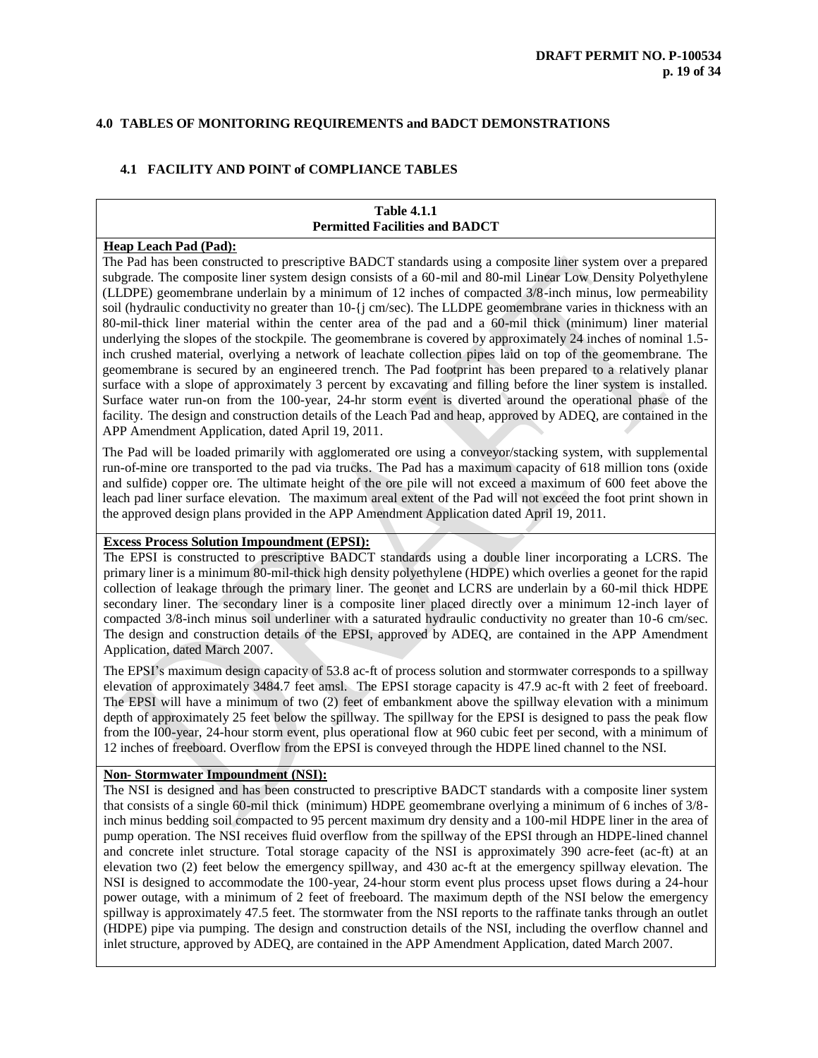## 4.0 TABLES OF MONITORING REQUIREMENTS and BADCT DEMONSTRATIONS

### 4.1 FACILITY AND POINT of COMPLIANCE TABLES

| Table 4.1.1 Permitted Facilities and BADCT |
|---|
| **Heap Leach Pad (Pad):**<br>The Pad has been constructed to prescriptive BADCT standards using a composite liner system over a prepared subgrade. The composite liner system design consists of a 60-mil and 80-mil Linear Low Density Polyethylene (LLDPE) geomembrane underlain by a minimum of 12 inches of compacted 3/8-inch minus, low permeability soil (hydraulic conductivity no greater than 10-{j cm/sec). The LLDPE geomembrane varies in thickness with an 80-mil-thick liner material within the center area of the pad and a 60-mil thick (minimum) liner material underlying the slopes of the stockpile. The geomembrane is covered by approximately 24 inches of nominal 1.5-inch crushed material, overlying a network of leachate collection pipes laid on top of the geomembrane. The geomembrane is secured by an engineered trench. The Pad footprint has been prepared to a relatively planar surface with a slope of approximately 3 percent by excavating and filling before the liner system is installed. Surface water run-on from the 100-year, 24-hr storm event is diverted around the operational phase of the facility. The design and construction details of the Leach Pad and heap, approved by ADEQ, are contained in the APP Amendment Application, dated April 19, 2011.<br><br>The Pad will be loaded primarily with agglomerated ore using a conveyor/stacking system, with supplemental run-of-mine ore transported to the pad via trucks. The Pad has a maximum capacity of 618 million tons (oxide and sulfide) copper ore. The ultimate height of the ore pile will not exceed a maximum of 600 feet above the leach pad liner surface elevation. The maximum areal extent of the Pad will not exceed the foot print shown in the approved design plans provided in the APP Amendment Application dated April 19, 2011. |
| **Excess Process Solution Impoundment (EPSI):**<br>The EPSI is constructed to prescriptive BADCT standards using a double liner incorporating a LCRS. The primary liner is a minimum 80-mil-thick high density polyethylene (HDPE) which overlies a geonet for the rapid collection of leakage through the primary liner. The geonet and LCRS are underlain by a 60-mil thick HDPE secondary liner. The secondary liner is a composite liner placed directly over a minimum 12-inch layer of compacted 3/8-inch minus soil underliner with a saturated hydraulic conductivity no greater than 10-6 cm/sec. The design and construction details of the EPSI, approved by ADEQ, are contained in the APP Amendment Application, dated March 2007.<br><br>The EPSI's maximum design capacity of 53.8 ac-ft of process solution and stormwater corresponds to a spillway elevation of approximately 3484.7 feet amsl. The EPSI storage capacity is 47.9 ac-ft with 2 feet of freeboard. The EPSI will have a minimum of two (2) feet of embankment above the spillway elevation with a minimum depth of approximately 25 feet below the spillway. The spillway for the EPSI is designed to pass the peak flow from the I00-year, 24-hour storm event, plus operational flow at 960 cubic feet per second, with a minimum of 12 inches of freeboard. Overflow from the EPSI is conveyed through the HDPE lined channel to the NSI. |
| **Non- Stormwater Impoundment (NSI):**<br>The NSI is designed and has been constructed to prescriptive BADCT standards with a composite liner system that consists of a single 60-mil thick (minimum) HDPE geomembrane overlying a minimum of 6 inches of 3/8-inch minus bedding soil compacted to 95 percent maximum dry density and a 100-mil HDPE liner in the area of pump operation. The NSI receives fluid overflow from the spillway of the EPSI through an HDPE-lined channel and concrete inlet structure. Total storage capacity of the NSI is approximately 390 acre-feet (ac-ft) at an elevation two (2) feet below the emergency spillway, and 430 ac-ft at the emergency spillway elevation. The NSI is designed to accommodate the 100-year, 24-hour storm event plus process upset flows during a 24-hour power outage, with a minimum of 2 feet of freeboard. The maximum depth of the NSI below the emergency spillway is approximately 47.5 feet. The stormwater from the NSI reports to the raffinate tanks through an outlet (HDPE) pipe via pumping. The design and construction details of the NSI, including the overflow channel and inlet structure, approved by ADEQ, are contained in the APP Amendment Application, dated March 2007. |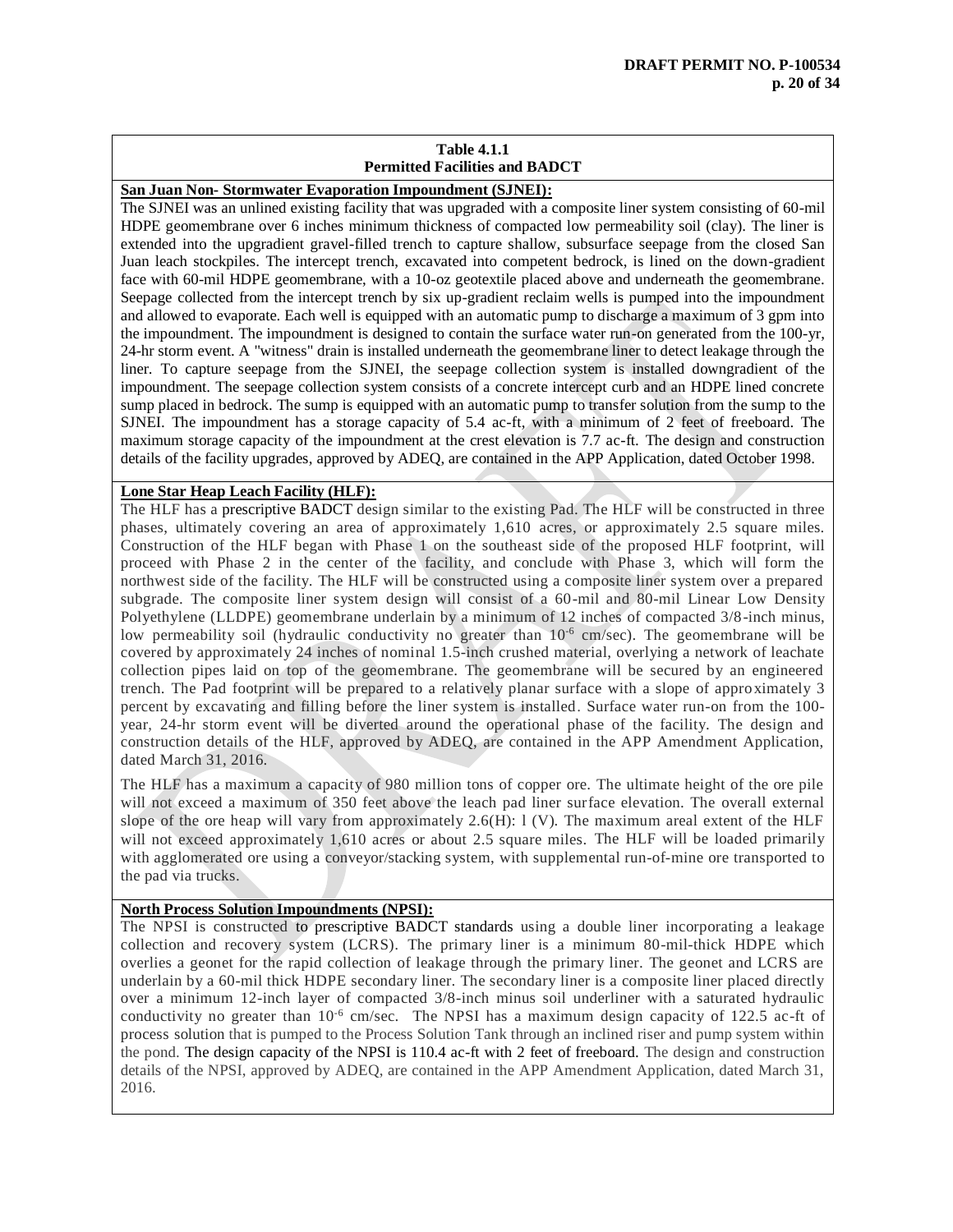**Table 4.1.1**
**Permitted Facilities and BADCT**

**San Juan Non- Stormwater Evaporation Impoundment (SJNEI):**

The SJNEI was an unlined existing facility that was upgraded with a composite liner system consisting of 60-mil HDPE geomembrane over 6 inches minimum thickness of compacted low permeability soil (clay). The liner is extended into the upgradient gravel-filled trench to capture shallow, subsurface seepage from the closed San Juan leach stockpiles. The intercept trench, excavated into competent bedrock, is lined on the down-gradient face with 60-mil HDPE geomembrane, with a 10-oz geotextile placed above and underneath the geomembrane. Seepage collected from the intercept trench by six up-gradient reclaim wells is pumped into the impoundment and allowed to evaporate. Each well is equipped with an automatic pump to discharge a maximum of 3 gpm into the impoundment. The impoundment is designed to contain the surface water run-on generated from the 100-yr, 24-hr storm event. A "witness" drain is installed underneath the geomembrane liner to detect leakage through the liner. To capture seepage from the SJNEI, the seepage collection system is installed downgradient of the impoundment. The seepage collection system consists of a concrete intercept curb and an HDPE lined concrete sump placed in bedrock. The sump is equipped with an automatic pump to transfer solution from the sump to the SJNEI. The impoundment has a storage capacity of 5.4 ac-ft, with a minimum of 2 feet of freeboard. The maximum storage capacity of the impoundment at the crest elevation is 7.7 ac-ft. The design and construction details of the facility upgrades, approved by ADEQ, are contained in the APP Application, dated October 1998.

**Lone Star Heap Leach Facility (HLF):**

The HLF has a prescriptive BADCT design similar to the existing Pad. The HLF will be constructed in three phases, ultimately covering an area of approximately 1,610 acres, or approximately 2.5 square miles. Construction of the HLF began with Phase 1 on the southeast side of the proposed HLF footprint, will proceed with Phase 2 in the center of the facility, and conclude with Phase 3, which will form the northwest side of the facility. The HLF will be constructed using a composite liner system over a prepared subgrade. The composite liner system design will consist of a 60-mil and 80-mil Linear Low Density Polyethylene (LLDPE) geomembrane underlain by a minimum of 12 inches of compacted 3/8-inch minus, low permeability soil (hydraulic conductivity no greater than $10^{-6}$ cm/sec). The geomembrane will be covered by approximately 24 inches of nominal 1.5-inch crushed material, overlying a network of leachate collection pipes laid on top of the geomembrane. The geomembrane will be secured by an engineered trench. The Pad footprint will be prepared to a relatively planar surface with a slope of approximately 3 percent by excavating and filling before the liner system is installed. Surface water run-on from the 100-year, 24-hr storm event will be diverted around the operational phase of the facility. The design and construction details of the HLF, approved by ADEQ, are contained in the APP Amendment Application, dated March 31, 2016.

The HLF has a maximum a capacity of 980 million tons of copper ore. The ultimate height of the ore pile will not exceed a maximum of 350 feet above the leach pad liner surface elevation. The overall external slope of the ore heap will vary from approximately 2.6(H): l (V). The maximum areal extent of the HLF will not exceed approximately 1,610 acres or about 2.5 square miles. The HLF will be loaded primarily with agglomerated ore using a conveyor/stacking system, with supplemental run-of-mine ore transported to the pad via trucks.

**North Process Solution Impoundments (NPSI):**

The NPSI is constructed to prescriptive BADCT standards using a double liner incorporating a leakage collection and recovery system (LCRS). The primary liner is a minimum 80-mil-thick HDPE which overlies a geonet for the rapid collection of leakage through the primary liner. The geonet and LCRS are underlain by a 60-mil thick HDPE secondary liner. The secondary liner is a composite liner placed directly over a minimum 12-inch layer of compacted 3/8-inch minus soil underliner with a saturated hydraulic conductivity no greater than $10^{-6}$ cm/sec. The NPSI has a maximum design capacity of 122.5 ac-ft of process solution that is pumped to the Process Solution Tank through an inclined riser and pump system within the pond. The design capacity of the NPSI is 110.4 ac-ft with 2 feet of freeboard. The design and construction details of the NPSI, approved by ADEQ, are contained in the APP Amendment Application, dated March 31, 2016.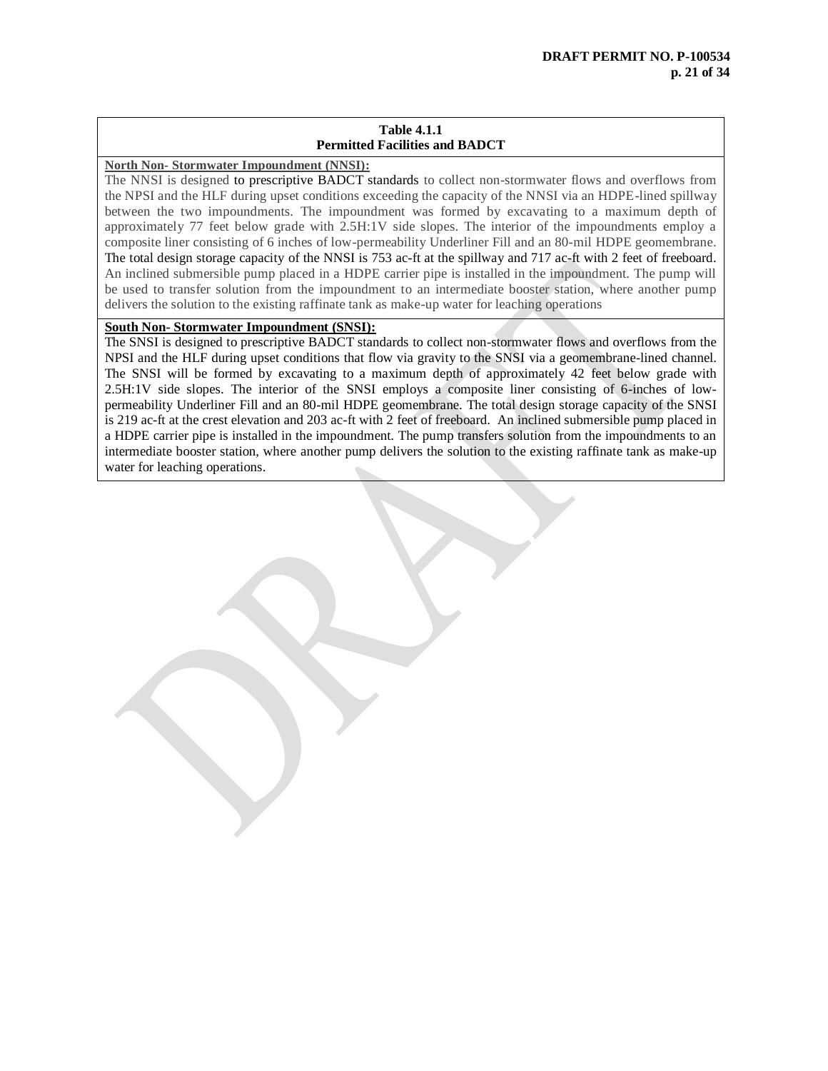| Table 4.1.1<br>Permitted Facilities and BADCT |
|---|
| **North Non- Stormwater Impoundment (NNSI):**<br>The NNSI is designed to prescriptive BADCT standards to collect non-stormwater flows and overflows from the NPSI and the HLF during upset conditions exceeding the capacity of the NNSI via an HDPE-lined spillway between the two impoundments. The impoundment was formed by excavating to a maximum depth of approximately 77 feet below grade with 2.5H:1V side slopes. The interior of the impoundments employ a composite liner consisting of 6 inches of low-permeability Underliner Fill and an 80-mil HDPE geomembrane. The total design storage capacity of the NNSI is 753 ac-ft at the spillway and 717 ac-ft with 2 feet of freeboard. An inclined submersible pump placed in a HDPE carrier pipe is installed in the impoundment. The pump will be used to transfer solution from the impoundment to an intermediate booster station, where another pump delivers the solution to the existing raffinate tank as make-up water for leaching operations |
| **South Non- Stormwater Impoundment (SNSI):**<br>The SNSI is designed to prescriptive BADCT standards to collect non-stormwater flows and overflows from the NPSI and the HLF during upset conditions that flow via gravity to the SNSI via a geomembrane-lined channel. The SNSI will be formed by excavating to a maximum depth of approximately 42 feet below grade with 2.5H:1V side slopes. The interior of the SNSI employs a composite liner consisting of 6-inches of low-permeability Underliner Fill and an 80-mil HDPE geomembrane. The total design storage capacity of the SNSI is 219 ac-ft at the crest elevation and 203 ac-ft with 2 feet of freeboard. An inclined submersible pump placed in a HDPE carrier pipe is installed in the impoundment. The pump transfers solution from the impoundments to an intermediate booster station, where another pump delivers the solution to the existing raffinate tank as make-up water for leaching operations. |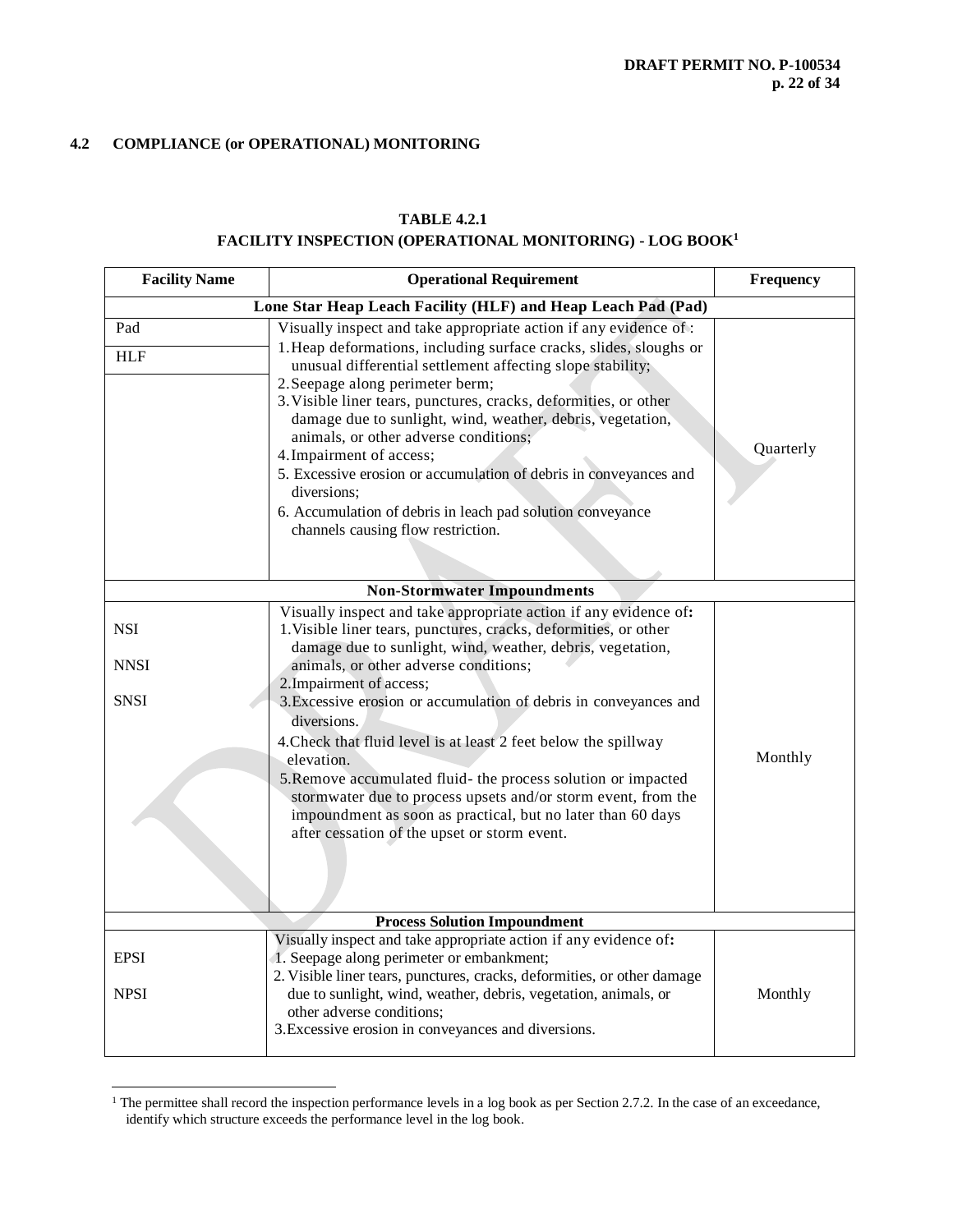## 4.2 COMPLIANCE (or OPERATIONAL) MONITORING

**TABLE 4.2.1**
**FACILITY INSPECTION (OPERATIONAL MONITORING) - LOG BOOK[1]**

| Facility Name | Operational Requirement | Frequency |
|---|---|---|
| **Lone Star Heap Leach Facility (HLF) and Heap Leach Pad (Pad)** | | |
| Pad<br>HLF | Visually inspect and take appropriate action if any evidence of :<br>1. Heap deformations, including surface cracks, slides, sloughs or unusual differential settlement affecting slope stability;<br>2. Seepage along perimeter berm;<br>3. Visible liner tears, punctures, cracks, deformities, or other damage due to sunlight, wind, weather, debris, vegetation, animals, or other adverse conditions;<br>4. Impairment of access;<br>5. Excessive erosion or accumulation of debris in conveyances and diversions;<br>6. Accumulation of debris in leach pad solution conveyance channels causing flow restriction. | Quarterly |
| **Non-Stormwater Impoundments** | | |
| NSI<br>NNSI<br>SNSI | Visually inspect and take appropriate action if any evidence of:<br>1. Visible liner tears, punctures, cracks, deformities, or other damage due to sunlight, wind, weather, debris, vegetation, animals, or other adverse conditions;<br>2. Impairment of access;<br>3. Excessive erosion or accumulation of debris in conveyances and diversions.<br>4. Check that fluid level is at least 2 feet below the spillway elevation.<br>5. Remove accumulated fluid- the process solution or impacted stormwater due to process upsets and/or storm event, from the impoundment as soon as practical, but no later than 60 days after cessation of the upset or storm event. | Monthly |
| **Process Solution Impoundment** | | |
| EPSI<br>NPSI | Visually inspect and take appropriate action if any evidence of:<br>1. Seepage along perimeter or embankment;<br>2. Visible liner tears, punctures, cracks, deformities, or other damage due to sunlight, wind, weather, debris, vegetation, animals, or other adverse conditions;<br>3. Excessive erosion in conveyances and diversions. | Monthly |

[1] The permittee shall record the inspection performance levels in a log book as per Section 2.7.2. In the case of an exceedance, identify which structure exceeds the performance level in the log book.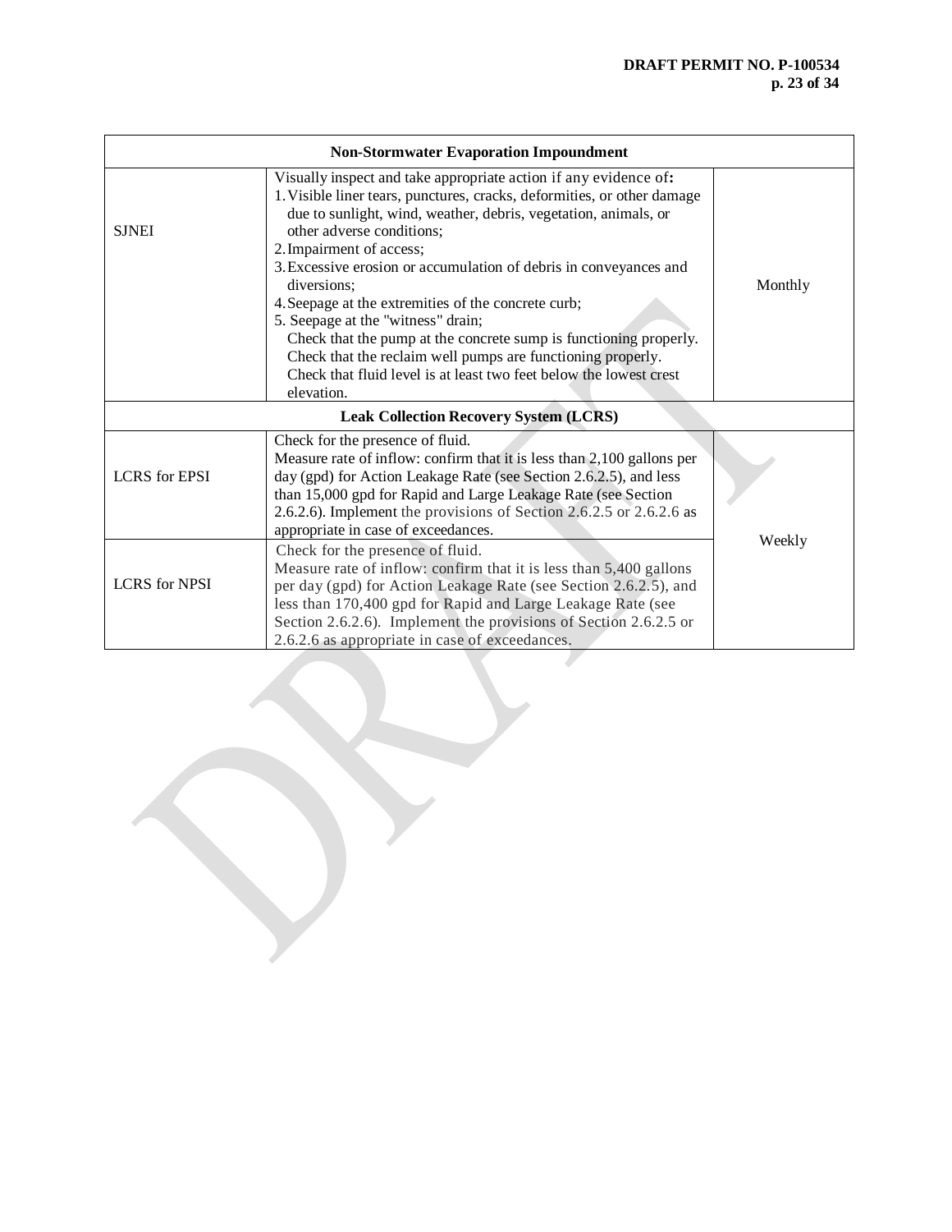| Non-Stormwater Evaporation Impoundment | | |
|---|---|---|
| SJNEI | Visually inspect and take appropriate action if any evidence of:<br>1. Visible liner tears, punctures, cracks, deformities, or other damage due to sunlight, wind, weather, debris, vegetation, animals, or other adverse conditions;<br>2. Impairment of access;<br>3. Excessive erosion or accumulation of debris in conveyances and diversions;<br>4. Seepage at the extremities of the concrete curb;<br>5. Seepage at the "witness" drain;<br>Check that the pump at the concrete sump is functioning properly.<br>Check that the reclaim well pumps are functioning properly.<br>Check that fluid level is at least two feet below the lowest crest elevation. | Monthly |
| **Leak Collection Recovery System (LCRS)** | | |
| LCRS for EPSI | Check for the presence of fluid.<br>Measure rate of inflow: confirm that it is less than 2,100 gallons per day (gpd) for Action Leakage Rate (see Section 2.6.2.5), and less than 15,000 gpd for Rapid and Large Leakage Rate (see Section 2.6.2.6). Implement the provisions of Section 2.6.2.5 or 2.6.2.6 as appropriate in case of exceedances. | Weekly |
| LCRS for NPSI | Check for the presence of fluid.<br>Measure rate of inflow: confirm that it is less than 5,400 gallons per day (gpd) for Action Leakage Rate (see Section 2.6.2.5), and less than 170,400 gpd for Rapid and Large Leakage Rate (see Section 2.6.2.6). Implement the provisions of Section 2.6.2.5 or 2.6.2.6 as appropriate in case of exceedances. | |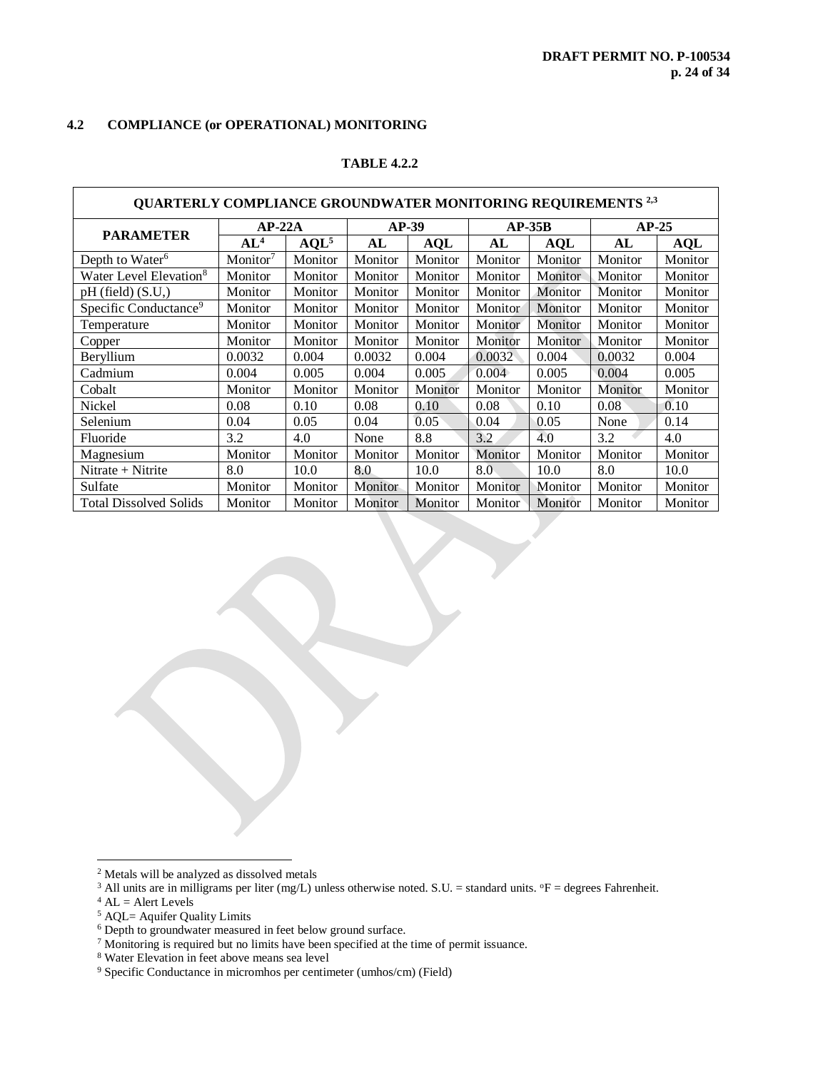## 4.2 COMPLIANCE (or OPERATIONAL) MONITORING

**TABLE 4.2.2**

| QUARTERLY COMPLIANCE GROUNDWATER MONITORING REQUIREMENTS [2,3] | | | | | | | | |
|---|---|---|---|---|---|---|---|---|
| **PARAMETER** | **AP-22A** | | **AP-39** | | **AP-35B** | | **AP-25** | |
| | **AL[4]** | **AQL[5]** | **AL** | **AQL** | **AL** | **AQL** | **AL** | **AQL** |
| Depth to Water[6] | Monitor[7] | Monitor | Monitor | Monitor | Monitor | Monitor | Monitor | Monitor |
| Water Level Elevation[8] | Monitor | Monitor | Monitor | Monitor | Monitor | Monitor | Monitor | Monitor |
| pH (field) (S.U,) | Monitor | Monitor | Monitor | Monitor | Monitor | Monitor | Monitor | Monitor |
| Specific Conductance[9] | Monitor | Monitor | Monitor | Monitor | Monitor | Monitor | Monitor | Monitor |
| Temperature | Monitor | Monitor | Monitor | Monitor | Monitor | Monitor | Monitor | Monitor |
| Copper | Monitor | Monitor | Monitor | Monitor | Monitor | Monitor | Monitor | Monitor |
| Beryllium | 0.0032 | 0.004 | 0.0032 | 0.004 | 0.0032 | 0.004 | 0.0032 | 0.004 |
| Cadmium | 0.004 | 0.005 | 0.004 | 0.005 | 0.004 | 0.005 | 0.004 | 0.005 |
| Cobalt | Monitor | Monitor | Monitor | Monitor | Monitor | Monitor | Monitor | Monitor |
| Nickel | 0.08 | 0.10 | 0.08 | 0.10 | 0.08 | 0.10 | 0.08 | 0.10 |
| Selenium | 0.04 | 0.05 | 0.04 | 0.05 | 0.04 | 0.05 | None | 0.14 |
| Fluoride | 3.2 | 4.0 | None | 8.8 | 3.2 | 4.0 | 3.2 | 4.0 |
| Magnesium | Monitor | Monitor | Monitor | Monitor | Monitor | Monitor | Monitor | Monitor |
| Nitrate + Nitrite | 8.0 | 10.0 | 8.0 | 10.0 | 8.0 | 10.0 | 8.0 | 10.0 |
| Sulfate | Monitor | Monitor | Monitor | Monitor | Monitor | Monitor | Monitor | Monitor |
| Total Dissolved Solids | Monitor | Monitor | Monitor | Monitor | Monitor | Monitor | Monitor | Monitor |

[2] Metals will be analyzed as dissolved metals

[3] All units are in milligrams per liter (mg/L) unless otherwise noted. S.U. = standard units. °F = degrees Fahrenheit.

[4] AL = Alert Levels

[5] AQL= Aquifer Quality Limits

[6] Depth to groundwater measured in feet below ground surface.

[7] Monitoring is required but no limits have been specified at the time of permit issuance.

[8] Water Elevation in feet above means sea level

[9] Specific Conductance in micromhos per centimeter (umhos/cm) (Field)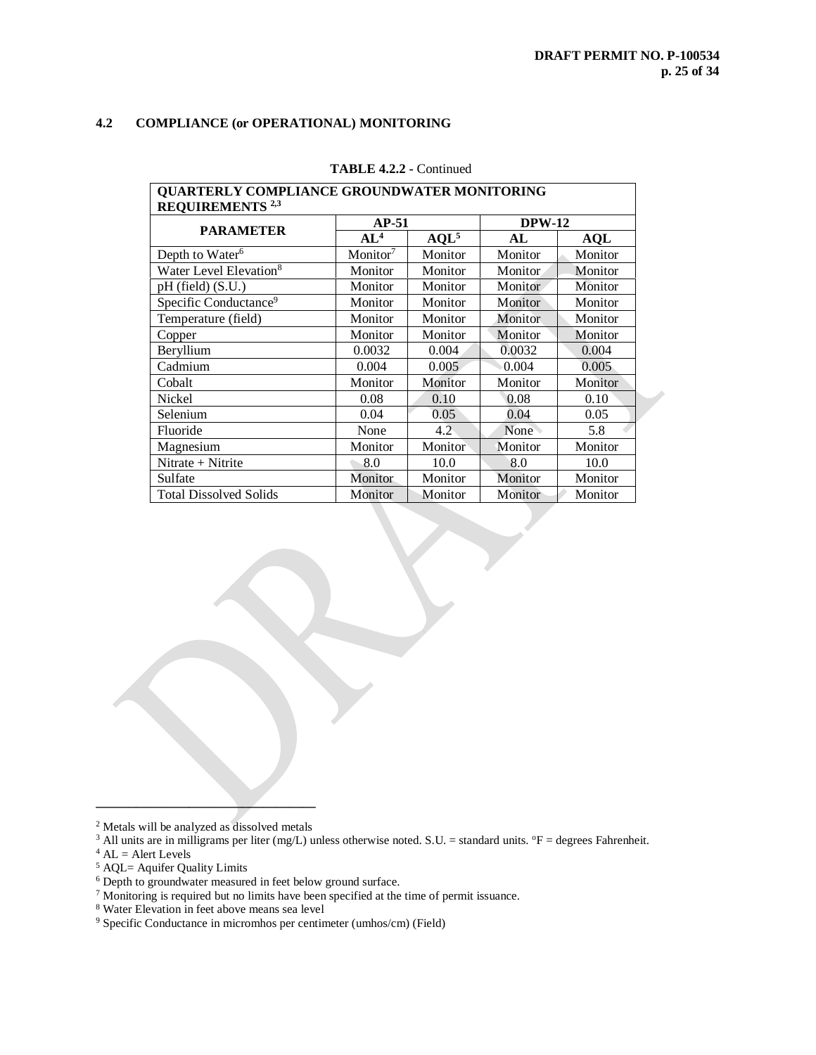## 4.2 COMPLIANCE (or OPERATIONAL) MONITORING

**TABLE 4.2.2 -** Continued

| QUARTERLY COMPLIANCE GROUNDWATER MONITORING REQUIREMENTS [2,3] | | | | |
|---|---|---|---|---|
| **PARAMETER** | **AP-51** | | **DPW-12** | |
| | **AL[4]** | **AQL[5]** | **AL** | **AQL** |
| Depth to Water[6] | Monitor[7] | Monitor | Monitor | Monitor |
| Water Level Elevation[8] | Monitor | Monitor | Monitor | Monitor |
| pH (field) (S.U.) | Monitor | Monitor | Monitor | Monitor |
| Specific Conductance[9] | Monitor | Monitor | Monitor | Monitor |
| Temperature (field) | Monitor | Monitor | Monitor | Monitor |
| Copper | Monitor | Monitor | Monitor | Monitor |
| Beryllium | 0.0032 | 0.004 | 0.0032 | 0.004 |
| Cadmium | 0.004 | 0.005 | 0.004 | 0.005 |
| Cobalt | Monitor | Monitor | Monitor | Monitor |
| Nickel | 0.08 | 0.10 | 0.08 | 0.10 |
| Selenium | 0.04 | 0.05 | 0.04 | 0.05 |
| Fluoride | None | 4.2 | None | 5.8 |
| Magnesium | Monitor | Monitor | Monitor | Monitor |
| Nitrate + Nitrite | 8.0 | 10.0 | 8.0 | 10.0 |
| Sulfate | Monitor | Monitor | Monitor | Monitor |
| Total Dissolved Solids | Monitor | Monitor | Monitor | Monitor |

---

[2] Metals will be analyzed as dissolved metals

[3] All units are in milligrams per liter (mg/L) unless otherwise noted. S.U. = standard units. ºF = degrees Fahrenheit.

[4] AL = Alert Levels

[5] AQL= Aquifer Quality Limits

[6] Depth to groundwater measured in feet below ground surface.

[7] Monitoring is required but no limits have been specified at the time of permit issuance.

[8] Water Elevation in feet above means sea level

[9] Specific Conductance in micromhos per centimeter (umhos/cm) (Field)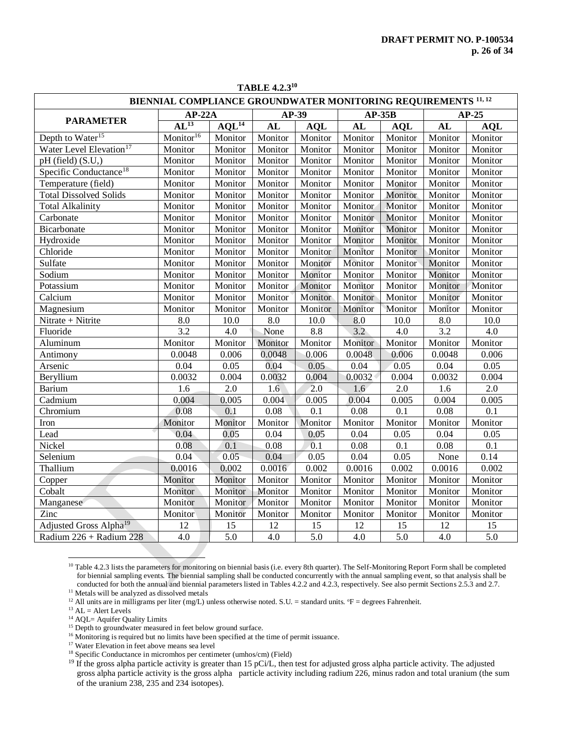**TABLE 4.2.3[10]**

| BIENNIAL COMPLIANCE GROUNDWATER MONITORING REQUIREMENTS [11, 12] | | | | | | | | |
|---|---|---|---|---|---|---|---|---|
| **PARAMETER** | **AP-22A** | | **AP-39** | | **AP-35B** | | **AP-25** | |
| | **AL[13]** | **AQL[14]** | **AL** | **AQL** | **AL** | **AQL** | **AL** | **AQL** |
| Depth to Water[15] | Monitor[16] | Monitor | Monitor | Monitor | Monitor | Monitor | Monitor | Monitor |
| Water Level Elevation[17] | Monitor | Monitor | Monitor | Monitor | Monitor | Monitor | Monitor | Monitor |
| pH (field) (S.U,) | Monitor | Monitor | Monitor | Monitor | Monitor | Monitor | Monitor | Monitor |
| Specific Conductance[18] | Monitor | Monitor | Monitor | Monitor | Monitor | Monitor | Monitor | Monitor |
| Temperature (field) | Monitor | Monitor | Monitor | Monitor | Monitor | Monitor | Monitor | Monitor |
| Total Dissolved Solids | Monitor | Monitor | Monitor | Monitor | Monitor | Monitor | Monitor | Monitor |
| Total Alkalinity | Monitor | Monitor | Monitor | Monitor | Monitor | Monitor | Monitor | Monitor |
| Carbonate | Monitor | Monitor | Monitor | Monitor | Monitor | Monitor | Monitor | Monitor |
| Bicarbonate | Monitor | Monitor | Monitor | Monitor | Monitor | Monitor | Monitor | Monitor |
| Hydroxide | Monitor | Monitor | Monitor | Monitor | Monitor | Monitor | Monitor | Monitor |
| Chloride | Monitor | Monitor | Monitor | Monitor | Monitor | Monitor | Monitor | Monitor |
| Sulfate | Monitor | Monitor | Monitor | Monitor | Monitor | Monitor | Monitor | Monitor |
| Sodium | Monitor | Monitor | Monitor | Monitor | Monitor | Monitor | Monitor | Monitor |
| Potassium | Monitor | Monitor | Monitor | Monitor | Monitor | Monitor | Monitor | Monitor |
| Calcium | Monitor | Monitor | Monitor | Monitor | Monitor | Monitor | Monitor | Monitor |
| Magnesium | Monitor | Monitor | Monitor | Monitor | Monitor | Monitor | Monitor | Monitor |
| Nitrate + Nitrite | 8.0 | 10.0 | 8.0 | 10.0 | 8.0 | 10.0 | 8.0 | 10.0 |
| Fluoride | 3.2 | 4.0 | None | 8.8 | 3.2 | 4.0 | 3.2 | 4.0 |
| Aluminum | Monitor | Monitor | Monitor | Monitor | Monitor | Monitor | Monitor | Monitor |
| Antimony | 0.0048 | 0.006 | 0.0048 | 0.006 | 0.0048 | 0.006 | 0.0048 | 0.006 |
| Arsenic | 0.04 | 0.05 | 0.04 | 0.05 | 0.04 | 0.05 | 0.04 | 0.05 |
| Beryllium | 0.0032 | 0.004 | 0.0032 | 0.004 | 0.0032 | 0.004 | 0.0032 | 0.004 |
| Barium | 1.6 | 2.0 | 1.6 | 2.0 | 1.6 | 2.0 | 1.6 | 2.0 |
| Cadmium | 0.004 | 0.005 | 0.004 | 0.005 | 0.004 | 0.005 | 0.004 | 0.005 |
| Chromium | 0.08 | 0.1 | 0.08 | 0.1 | 0.08 | 0.1 | 0.08 | 0.1 |
| Iron | Monitor | Monitor | Monitor | Monitor | Monitor | Monitor | Monitor | Monitor |
| Lead | 0.04 | 0.05 | 0.04 | 0.05 | 0.04 | 0.05 | 0.04 | 0.05 |
| Nickel | 0.08 | 0.1 | 0.08 | 0.1 | 0.08 | 0.1 | 0.08 | 0.1 |
| Selenium | 0.04 | 0.05 | 0.04 | 0.05 | 0.04 | 0.05 | None | 0.14 |
| Thallium | 0.0016 | 0.002 | 0.0016 | 0.002 | 0.0016 | 0.002 | 0.0016 | 0.002 |
| Copper | Monitor | Monitor | Monitor | Monitor | Monitor | Monitor | Monitor | Monitor |
| Cobalt | Monitor | Monitor | Monitor | Monitor | Monitor | Monitor | Monitor | Monitor |
| Manganese | Monitor | Monitor | Monitor | Monitor | Monitor | Monitor | Monitor | Monitor |
| Zinc | Monitor | Monitor | Monitor | Monitor | Monitor | Monitor | Monitor | Monitor |
| Adjusted Gross Alpha[19] | 12 | 15 | 12 | 15 | 12 | 15 | 12 | 15 |
| Radium 226 + Radium 228 | 4.0 | 5.0 | 4.0 | 5.0 | 4.0 | 5.0 | 4.0 | 5.0 |

[10] Table 4.2.3 lists the parameters for monitoring on biennial basis (i.e. every 8th quarter). The Self-Monitoring Report Form shall be completed for biennial sampling events. The biennial sampling shall be conducted concurrently with the annual sampling event, so that analysis shall be conducted for both the annual and biennial parameters listed in Tables 4.2.2 and 4.2.3, respectively. See also permit Sections 2.5.3 and 2.7.

[11] Metals will be analyzed as dissolved metals

[12] All units are in milligrams per liter (mg/L) unless otherwise noted. S.U. = standard units. °F = degrees Fahrenheit.

[13] AL = Alert Levels

[14] AQL= Aquifer Quality Limits

[15] Depth to groundwater measured in feet below ground surface.

[16] Monitoring is required but no limits have been specified at the time of permit issuance.

[17] Water Elevation in feet above means sea level

[18] Specific Conductance in micromhos per centimeter (umhos/cm) (Field)

[19] If the gross alpha particle activity is greater than 15 pCi/L, then test for adjusted gross alpha particle activity. The adjusted gross alpha particle activity is the gross alpha particle activity including radium 226, minus radon and total uranium (the sum of the uranium 238, 235 and 234 isotopes).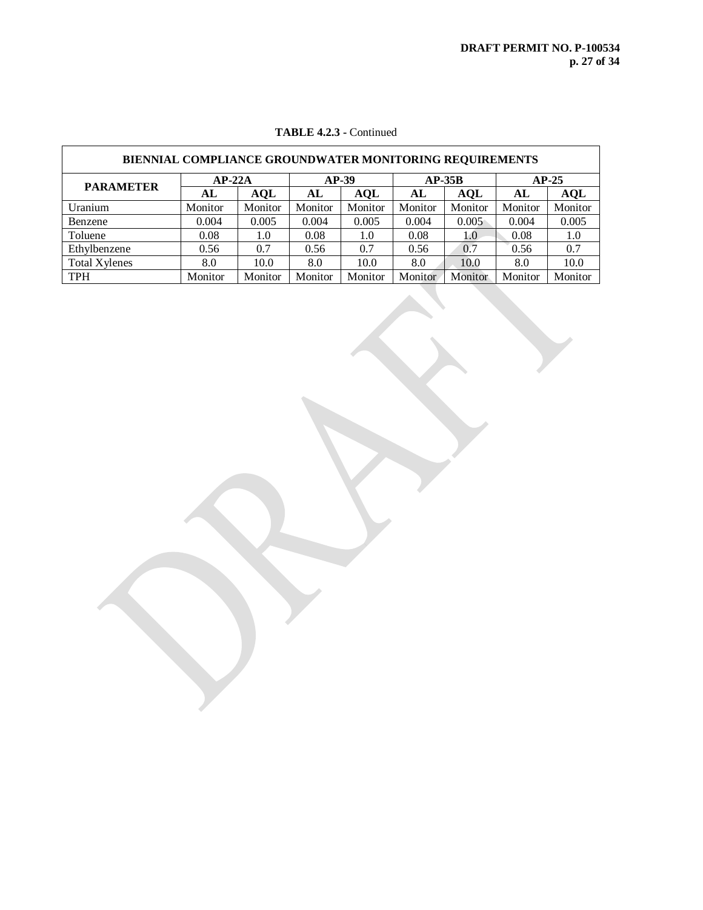**TABLE 4.2.3 -** Continued

| BIENNIAL COMPLIANCE GROUNDWATER MONITORING REQUIREMENTS | | | | | | | | |
|---|---|---|---|---|---|---|---|---|
| **PARAMETER** | **AP-22A** | | **AP-39** | | **AP-35B** | | **AP-25** | |
| | **AL** | **AQL** | **AL** | **AQL** | **AL** | **AQL** | **AL** | **AQL** |
| Uranium | Monitor | Monitor | Monitor | Monitor | Monitor | Monitor | Monitor | Monitor |
| Benzene | 0.004 | 0.005 | 0.004 | 0.005 | 0.004 | 0.005 | 0.004 | 0.005 |
| Toluene | 0.08 | 1.0 | 0.08 | 1.0 | 0.08 | 1.0 | 0.08 | 1.0 |
| Ethylbenzene | 0.56 | 0.7 | 0.56 | 0.7 | 0.56 | 0.7 | 0.56 | 0.7 |
| Total Xylenes | 8.0 | 10.0 | 8.0 | 10.0 | 8.0 | 10.0 | 8.0 | 10.0 |
| TPH | Monitor | Monitor | Monitor | Monitor | Monitor | Monitor | Monitor | Monitor |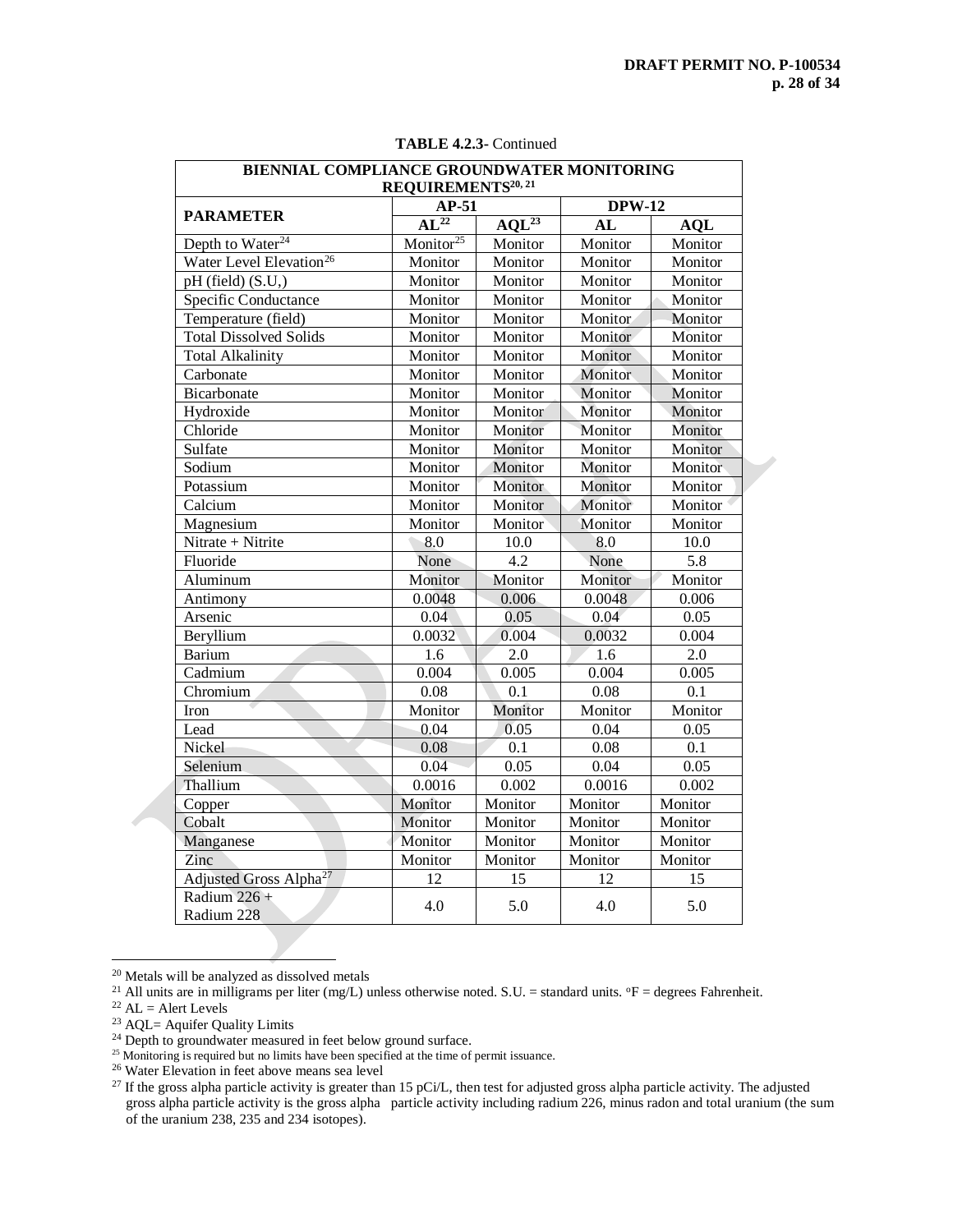**TABLE 4.2.3-** Continued

| BIENNIAL COMPLIANCE GROUNDWATER MONITORING REQUIREMENTS[20, 21] | | | | |
|---|---|---|---|---|
| PARAMETER | AP-51 | | DPW-12 | |
| | AL[22] | AQL[23] | AL | AQL |
| Depth to Water[24] | Monitor[25] | Monitor | Monitor | Monitor |
| Water Level Elevation[26] | Monitor | Monitor | Monitor | Monitor |
| pH (field) (S.U,) | Monitor | Monitor | Monitor | Monitor |
| Specific Conductance | Monitor | Monitor | Monitor | Monitor |
| Temperature (field) | Monitor | Monitor | Monitor | Monitor |
| Total Dissolved Solids | Monitor | Monitor | Monitor | Monitor |
| Total Alkalinity | Monitor | Monitor | Monitor | Monitor |
| Carbonate | Monitor | Monitor | Monitor | Monitor |
| Bicarbonate | Monitor | Monitor | Monitor | Monitor |
| Hydroxide | Monitor | Monitor | Monitor | Monitor |
| Chloride | Monitor | Monitor | Monitor | Monitor |
| Sulfate | Monitor | Monitor | Monitor | Monitor |
| Sodium | Monitor | Monitor | Monitor | Monitor |
| Potassium | Monitor | Monitor | Monitor | Monitor |
| Calcium | Monitor | Monitor | Monitor | Monitor |
| Magnesium | Monitor | Monitor | Monitor | Monitor |
| Nitrate + Nitrite | 8.0 | 10.0 | 8.0 | 10.0 |
| Fluoride | None | 4.2 | None | 5.8 |
| Aluminum | Monitor | Monitor | Monitor | Monitor |
| Antimony | 0.0048 | 0.006 | 0.0048 | 0.006 |
| Arsenic | 0.04 | 0.05 | 0.04 | 0.05 |
| Beryllium | 0.0032 | 0.004 | 0.0032 | 0.004 |
| Barium | 1.6 | 2.0 | 1.6 | 2.0 |
| Cadmium | 0.004 | 0.005 | 0.004 | 0.005 |
| Chromium | 0.08 | 0.1 | 0.08 | 0.1 |
| Iron | Monitor | Monitor | Monitor | Monitor |
| Lead | 0.04 | 0.05 | 0.04 | 0.05 |
| Nickel | 0.08 | 0.1 | 0.08 | 0.1 |
| Selenium | 0.04 | 0.05 | 0.04 | 0.05 |
| Thallium | 0.0016 | 0.002 | 0.0016 | 0.002 |
| Copper | Monitor | Monitor | Monitor | Monitor |
| Cobalt | Monitor | Monitor | Monitor | Monitor |
| Manganese | Monitor | Monitor | Monitor | Monitor |
| Zinc | Monitor | Monitor | Monitor | Monitor |
| Adjusted Gross Alpha[27] | 12 | 15 | 12 | 15 |
| Radium 226 + Radium 228 | 4.0 | 5.0 | 4.0 | 5.0 |

[20] Metals will be analyzed as dissolved metals

[21] All units are in milligrams per liter (mg/L) unless otherwise noted. S.U. = standard units. °F = degrees Fahrenheit.

[22] AL = Alert Levels

[23] AQL= Aquifer Quality Limits

[24] Depth to groundwater measured in feet below ground surface.

[25] Monitoring is required but no limits have been specified at the time of permit issuance.

[26] Water Elevation in feet above means sea level

[27] If the gross alpha particle activity is greater than 15 pCi/L, then test for adjusted gross alpha particle activity. The adjusted gross alpha particle activity is the gross alpha particle activity including radium 226, minus radon and total uranium (the sum of the uranium 238, 235 and 234 isotopes).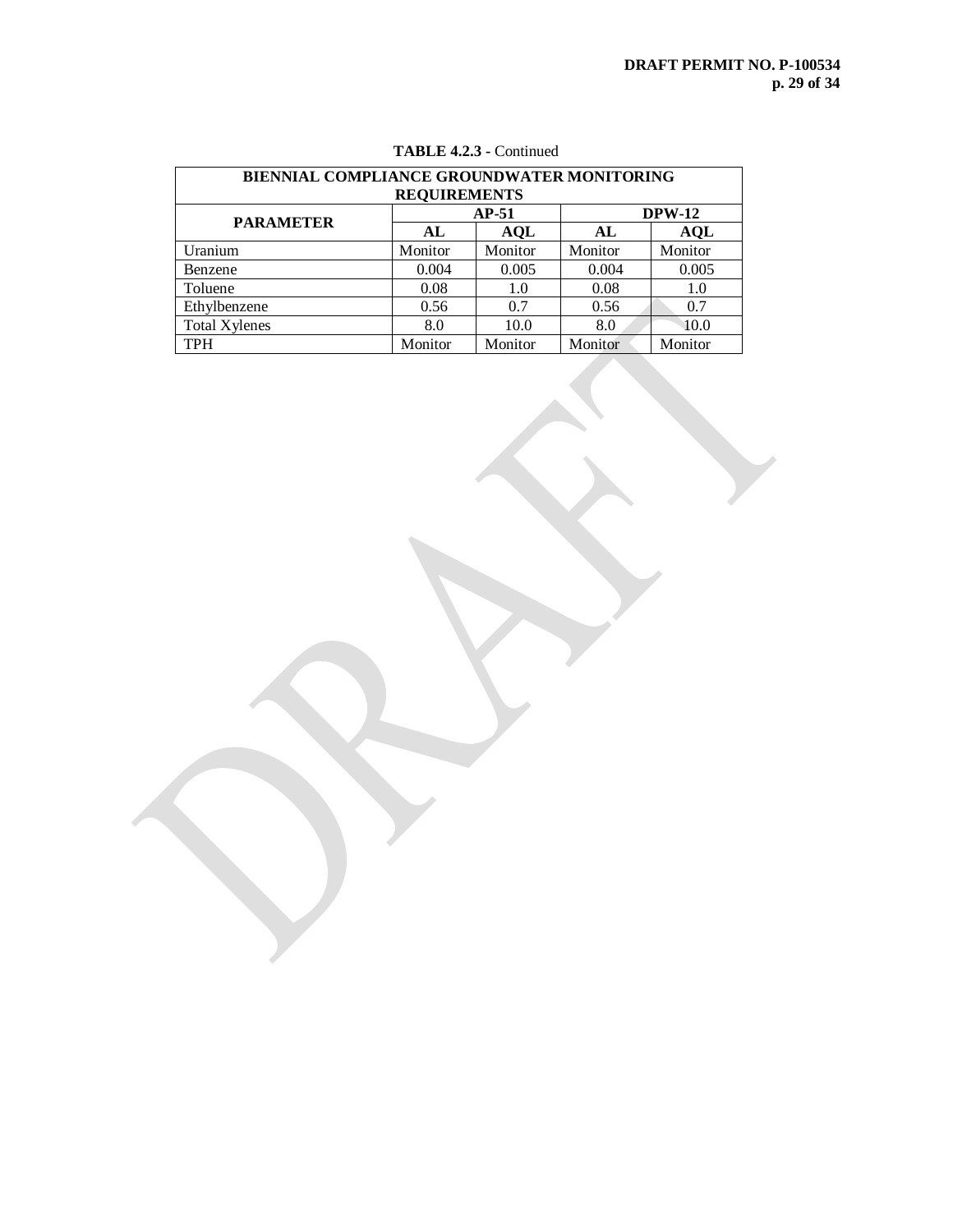**TABLE 4.2.3 -** Continued

| BIENNIAL COMPLIANCE GROUNDWATER MONITORING REQUIREMENTS | | | | |
|---|---|---|---|---|
| **PARAMETER** | **AP-51** | | **DPW-12** | |
| | **AL** | **AQL** | **AL** | **AQL** |
| Uranium | Monitor | Monitor | Monitor | Monitor |
| Benzene | 0.004 | 0.005 | 0.004 | 0.005 |
| Toluene | 0.08 | 1.0 | 0.08 | 1.0 |
| Ethylbenzene | 0.56 | 0.7 | 0.56 | 0.7 |
| Total Xylenes | 8.0 | 10.0 | 8.0 | 10.0 |
| TPH | Monitor | Monitor | Monitor | Monitor |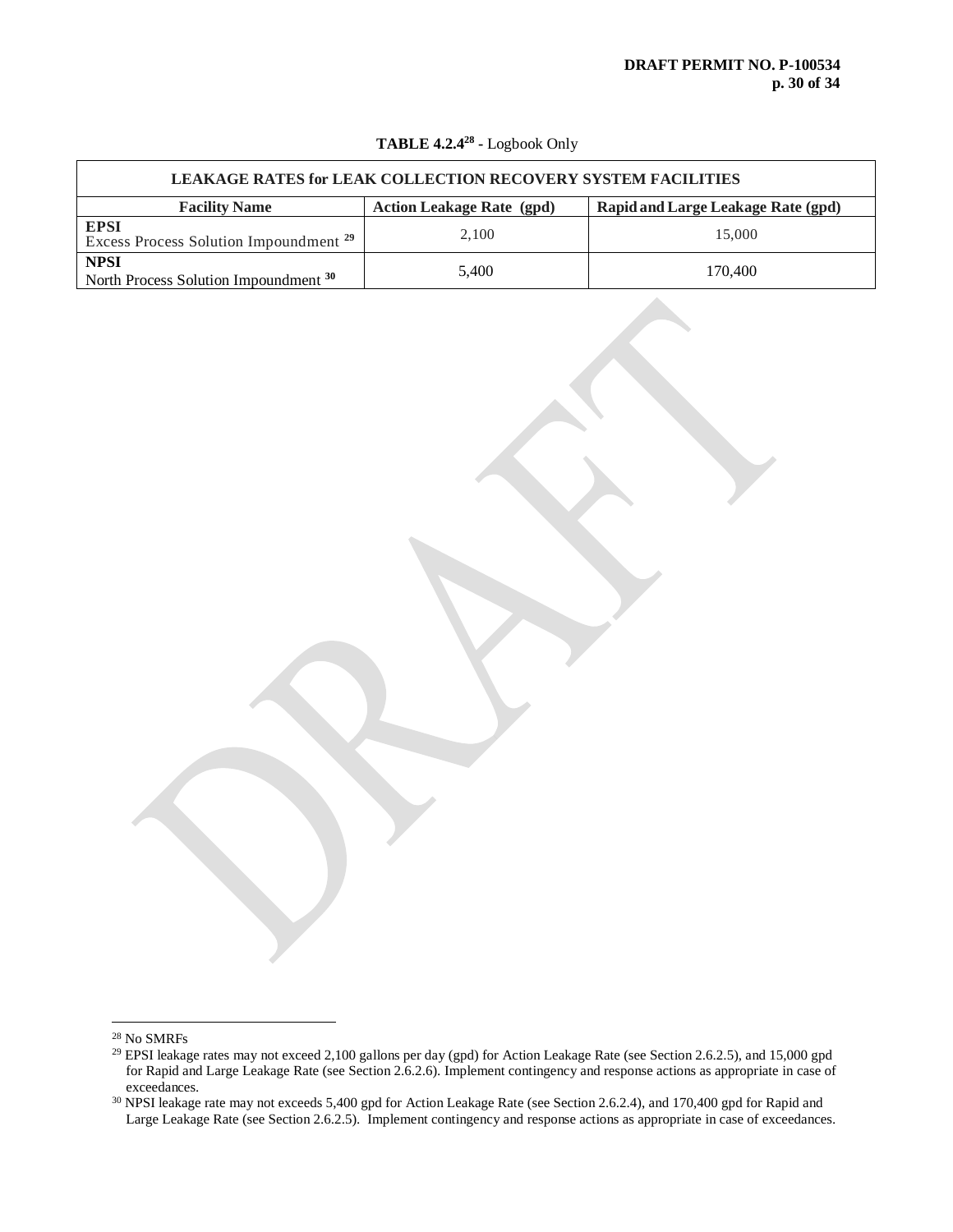**TABLE 4.2.4**[28] **-** Logbook Only

| **LEAKAGE RATES for LEAK COLLECTION RECOVERY SYSTEM FACILITIES** | | |
|---|---|---|
| **Facility Name** | **Action Leakage Rate (gpd)** | **Rapid and Large Leakage Rate (gpd)** |
| **EPSI** Excess Process Solution Impoundment [29] | 2,100 | 15,000 |
| **NPSI** North Process Solution Impoundment [30] | 5,400 | 170,400 |

---

[28] No SMRFs

[29] EPSI leakage rates may not exceed 2,100 gallons per day (gpd) for Action Leakage Rate (see Section 2.6.2.5), and 15,000 gpd for Rapid and Large Leakage Rate (see Section 2.6.2.6). Implement contingency and response actions as appropriate in case of exceedances.

[30] NPSI leakage rate may not exceeds 5,400 gpd for Action Leakage Rate (see Section 2.6.2.4), and 170,400 gpd for Rapid and Large Leakage Rate (see Section 2.6.2.5). Implement contingency and response actions as appropriate in case of exceedances.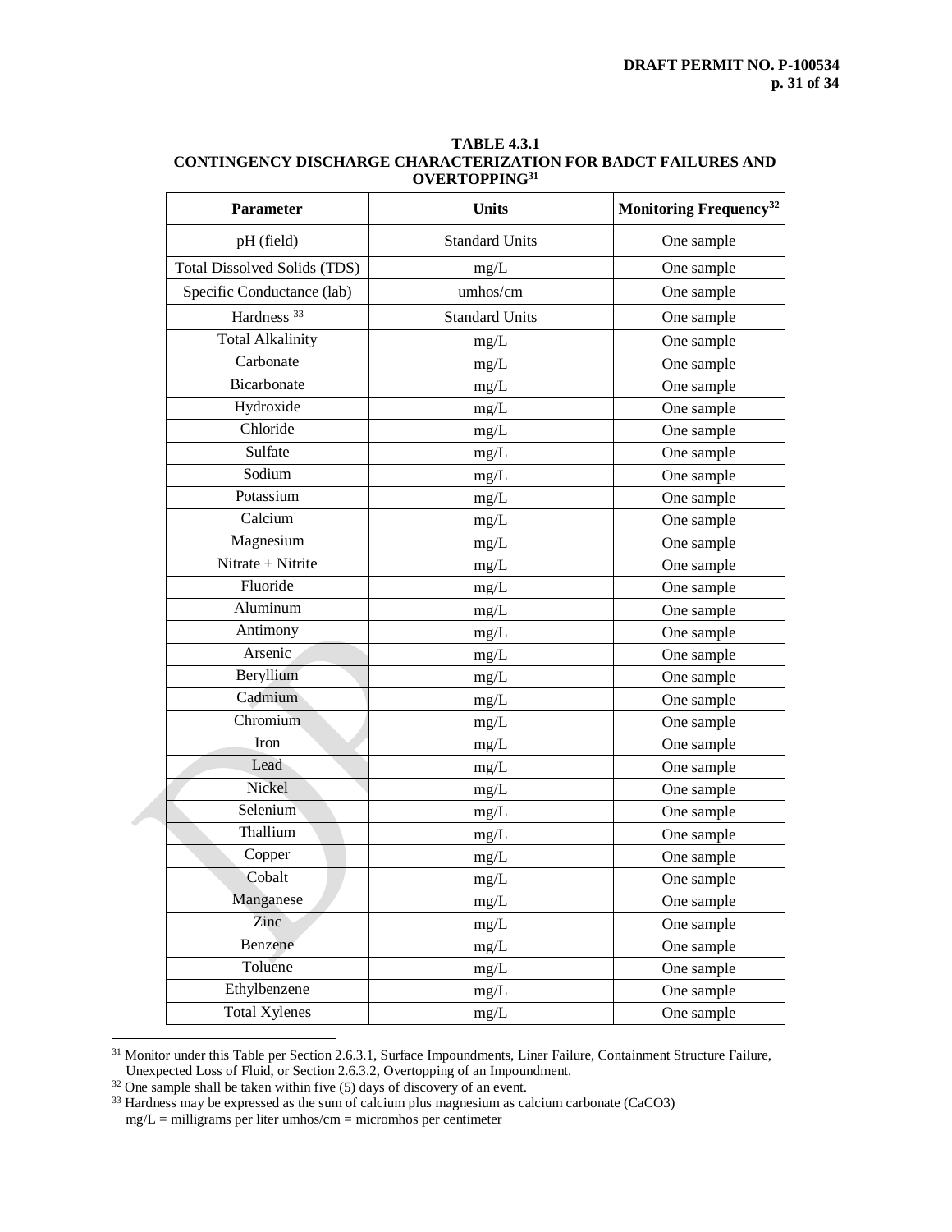**TABLE 4.3.1**
**CONTINGENCY DISCHARGE CHARACTERIZATION FOR BADCT FAILURES AND OVERTOPPING[31]**

| Parameter | Units | Monitoring Frequency[32] |
|---|---|---|
| pH (field) | Standard Units | One sample |
| Total Dissolved Solids (TDS) | mg/L | One sample |
| Specific Conductance (lab) | umhos/cm | One sample |
| Hardness [33] | Standard Units | One sample |
| Total Alkalinity | mg/L | One sample |
| Carbonate | mg/L | One sample |
| Bicarbonate | mg/L | One sample |
| Hydroxide | mg/L | One sample |
| Chloride | mg/L | One sample |
| Sulfate | mg/L | One sample |
| Sodium | mg/L | One sample |
| Potassium | mg/L | One sample |
| Calcium | mg/L | One sample |
| Magnesium | mg/L | One sample |
| Nitrate + Nitrite | mg/L | One sample |
| Fluoride | mg/L | One sample |
| Aluminum | mg/L | One sample |
| Antimony | mg/L | One sample |
| Arsenic | mg/L | One sample |
| Beryllium | mg/L | One sample |
| Cadmium | mg/L | One sample |
| Chromium | mg/L | One sample |
| Iron | mg/L | One sample |
| Lead | mg/L | One sample |
| Nickel | mg/L | One sample |
| Selenium | mg/L | One sample |
| Thallium | mg/L | One sample |
| Copper | mg/L | One sample |
| Cobalt | mg/L | One sample |
| Manganese | mg/L | One sample |
| Zinc | mg/L | One sample |
| Benzene | mg/L | One sample |
| Toluene | mg/L | One sample |
| Ethylbenzene | mg/L | One sample |
| Total Xylenes | mg/L | One sample |

[31] Monitor under this Table per Section 2.6.3.1, Surface Impoundments, Liner Failure, Containment Structure Failure, Unexpected Loss of Fluid, or Section 2.6.3.2, Overtopping of an Impoundment.

[32] One sample shall be taken within five (5) days of discovery of an event.

[33] Hardness may be expressed as the sum of calcium plus magnesium as calcium carbonate ($CaCO_3$)

mg/L = milligrams per liter umhos/cm = micromhos per centimeter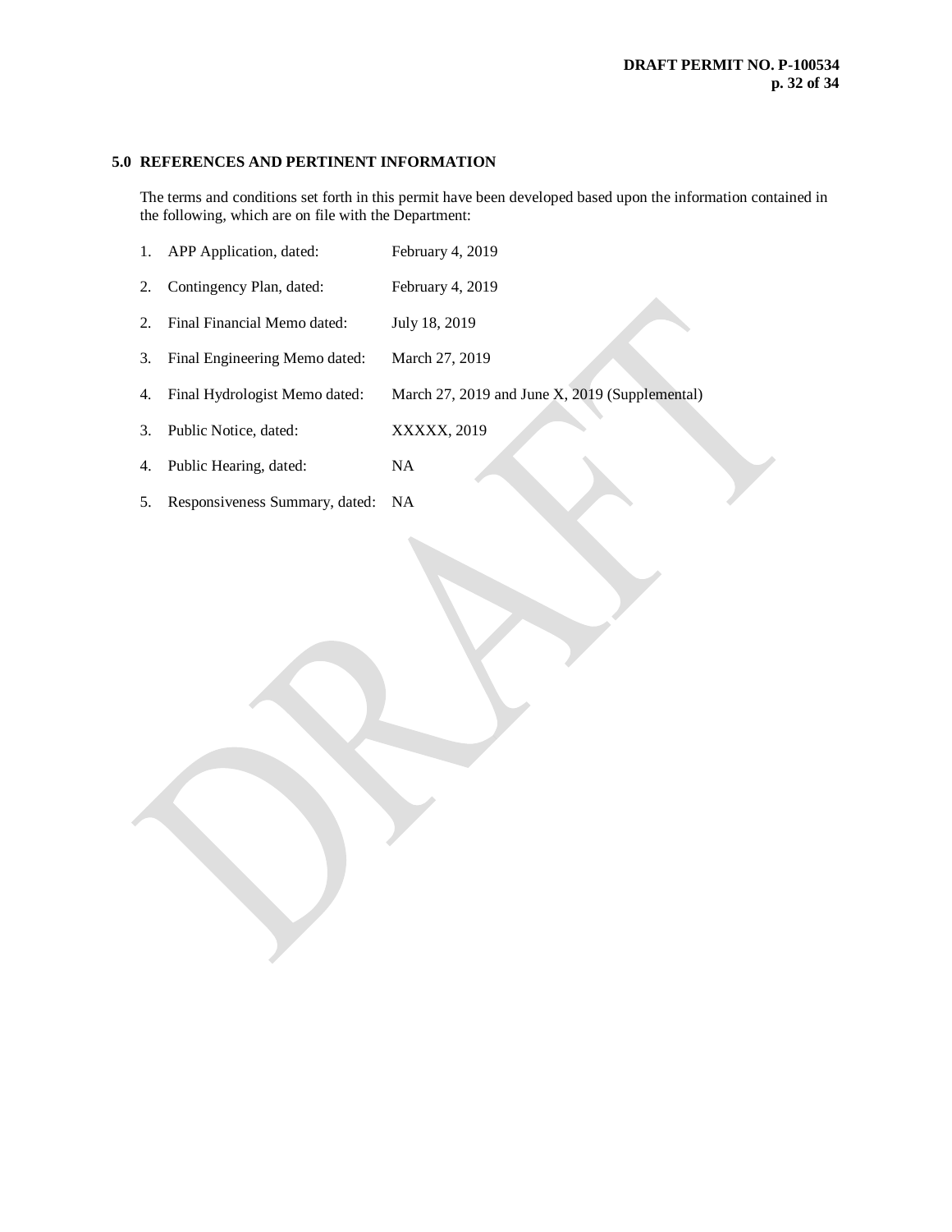## 5.0 REFERENCES AND PERTINENT INFORMATION

The terms and conditions set forth in this permit have been developed based upon the information contained in the following, which are on file with the Department:

| | | |
|---|---|---|
| 1. | APP Application, dated: | February 4, 2019 |
| 2. | Contingency Plan, dated: | February 4, 2019 |
| 2. | Final Financial Memo dated: | July 18, 2019 |
| 3. | Final Engineering Memo dated: | March 27, 2019 |
| 4. | Final Hydrologist Memo dated: | March 27, 2019 and June X, 2019 (Supplemental) |
| 3. | Public Notice, dated: | XXXXX, 2019 |
| 4. | Public Hearing, dated: | NA |
| 5. | Responsiveness Summary, dated: | NA |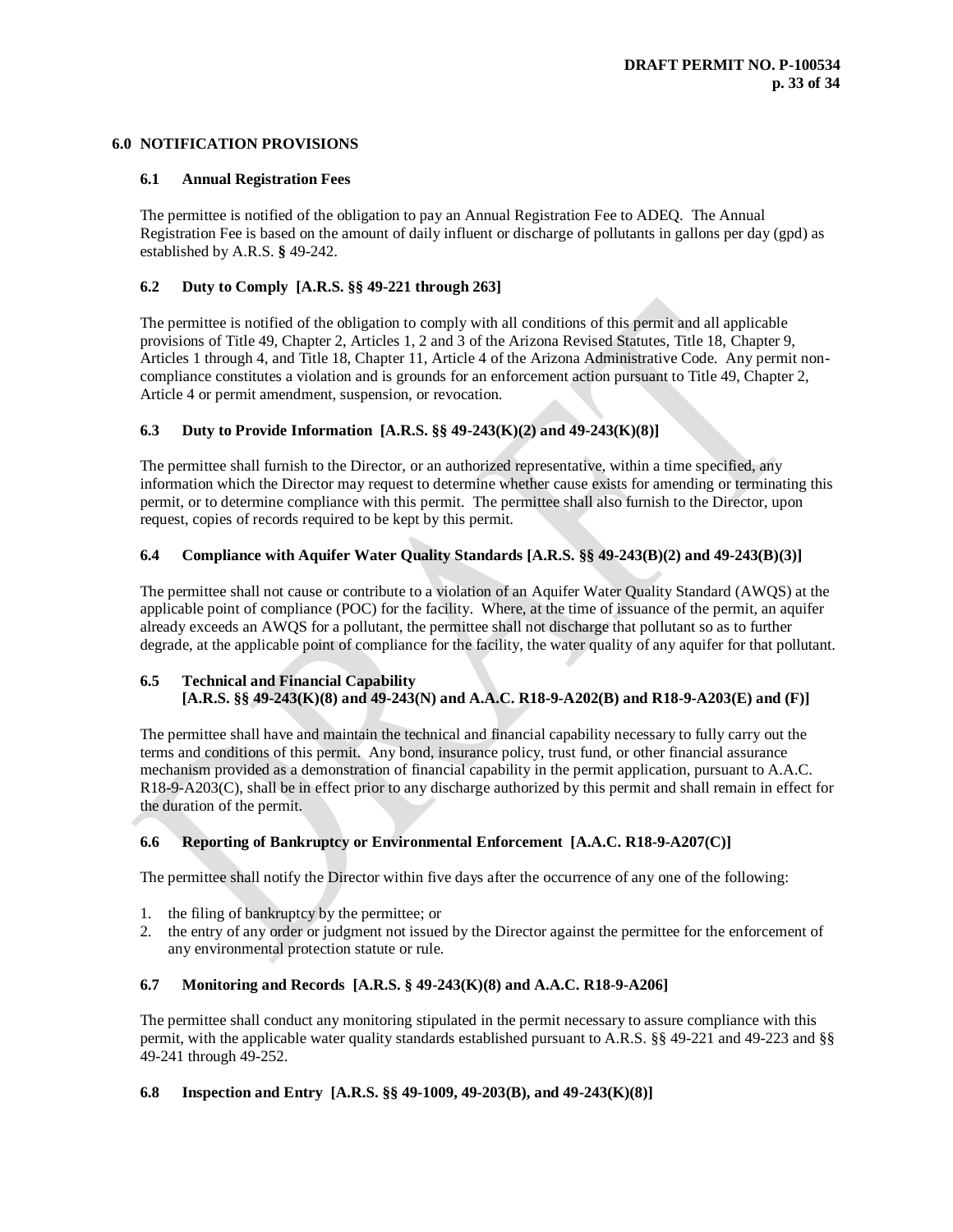## 6.0 NOTIFICATION PROVISIONS

### 6.1 Annual Registration Fees

The permittee is notified of the obligation to pay an Annual Registration Fee to ADEQ. The Annual Registration Fee is based on the amount of daily influent or discharge of pollutants in gallons per day (gpd) as established by A.R.S. **§** 49-242.

### 6.2 Duty to Comply [A.R.S. §§ 49-221 through 263]

The permittee is notified of the obligation to comply with all conditions of this permit and all applicable provisions of Title 49, Chapter 2, Articles 1, 2 and 3 of the Arizona Revised Statutes, Title 18, Chapter 9, Articles 1 through 4, and Title 18, Chapter 11, Article 4 of the Arizona Administrative Code. Any permit non-compliance constitutes a violation and is grounds for an enforcement action pursuant to Title 49, Chapter 2, Article 4 or permit amendment, suspension, or revocation.

### 6.3 Duty to Provide Information [A.R.S. §§ 49-243(K)(2) and 49-243(K)(8)]

The permittee shall furnish to the Director, or an authorized representative, within a time specified, any information which the Director may request to determine whether cause exists for amending or terminating this permit, or to determine compliance with this permit. The permittee shall also furnish to the Director, upon request, copies of records required to be kept by this permit.

### 6.4 Compliance with Aquifer Water Quality Standards [A.R.S. §§ 49-243(B)(2) and 49-243(B)(3)]

The permittee shall not cause or contribute to a violation of an Aquifer Water Quality Standard (AWQS) at the applicable point of compliance (POC) for the facility. Where, at the time of issuance of the permit, an aquifer already exceeds an AWQS for a pollutant, the permittee shall not discharge that pollutant so as to further degrade, at the applicable point of compliance for the facility, the water quality of any aquifer for that pollutant.

### 6.5 Technical and Financial Capability [A.R.S. §§ 49-243(K)(8) and 49-243(N) and A.A.C. R18-9-A202(B) and R18-9-A203(E) and (F)]

The permittee shall have and maintain the technical and financial capability necessary to fully carry out the terms and conditions of this permit. Any bond, insurance policy, trust fund, or other financial assurance mechanism provided as a demonstration of financial capability in the permit application, pursuant to A.A.C. R18-9-A203(C), shall be in effect prior to any discharge authorized by this permit and shall remain in effect for the duration of the permit.

### 6.6 Reporting of Bankruptcy or Environmental Enforcement [A.A.C. R18-9-A207(C)]

The permittee shall notify the Director within five days after the occurrence of any one of the following:

1. the filing of bankruptcy by the permittee; or
2. the entry of any order or judgment not issued by the Director against the permittee for the enforcement of any environmental protection statute or rule.

### 6.7 Monitoring and Records [A.R.S. § 49-243(K)(8) and A.A.C. R18-9-A206]

The permittee shall conduct any monitoring stipulated in the permit necessary to assure compliance with this permit, with the applicable water quality standards established pursuant to A.R.S. §§ 49-221 and 49-223 and §§ 49-241 through 49-252.

### 6.8 Inspection and Entry [A.R.S. §§ 49-1009, 49-203(B), and 49-243(K)(8)]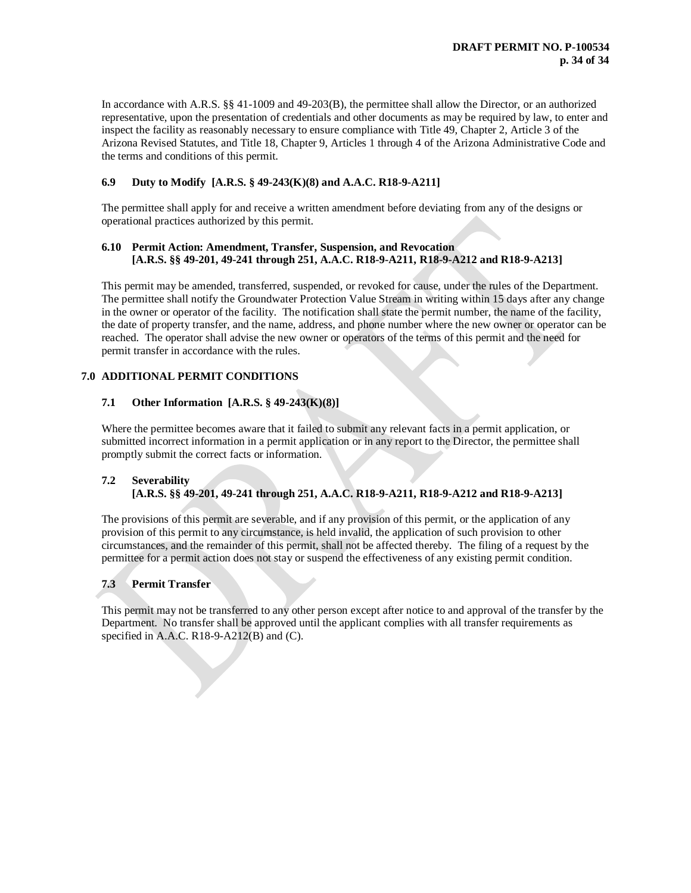In accordance with A.R.S. §§ 41-1009 and 49-203(B), the permittee shall allow the Director, or an authorized representative, upon the presentation of credentials and other documents as may be required by law, to enter and inspect the facility as reasonably necessary to ensure compliance with Title 49, Chapter 2, Article 3 of the Arizona Revised Statutes, and Title 18, Chapter 9, Articles 1 through 4 of the Arizona Administrative Code and the terms and conditions of this permit.

### 6.9 Duty to Modify [A.R.S. § 49-243(K)(8) and A.A.C. R18-9-A211]

The permittee shall apply for and receive a written amendment before deviating from any of the designs or operational practices authorized by this permit.

### 6.10 Permit Action: Amendment, Transfer, Suspension, and Revocation [A.R.S. §§ 49-201, 49-241 through 251, A.A.C. R18-9-A211, R18-9-A212 and R18-9-A213]

This permit may be amended, transferred, suspended, or revoked for cause, under the rules of the Department. The permittee shall notify the Groundwater Protection Value Stream in writing within 15 days after any change in the owner or operator of the facility. The notification shall state the permit number, the name of the facility, the date of property transfer, and the name, address, and phone number where the new owner or operator can be reached. The operator shall advise the new owner or operators of the terms of this permit and the need for permit transfer in accordance with the rules.

## 7.0 ADDITIONAL PERMIT CONDITIONS

### 7.1 Other Information [A.R.S. § 49-243(K)(8)]

Where the permittee becomes aware that it failed to submit any relevant facts in a permit application, or submitted incorrect information in a permit application or in any report to the Director, the permittee shall promptly submit the correct facts or information.

### 7.2 Severability [A.R.S. §§ 49-201, 49-241 through 251, A.A.C. R18-9-A211, R18-9-A212 and R18-9-A213]

The provisions of this permit are severable, and if any provision of this permit, or the application of any provision of this permit to any circumstance, is held invalid, the application of such provision to other circumstances, and the remainder of this permit, shall not be affected thereby. The filing of a request by the permittee for a permit action does not stay or suspend the effectiveness of any existing permit condition.

### 7.3 Permit Transfer

This permit may not be transferred to any other person except after notice to and approval of the transfer by the Department. No transfer shall be approved until the applicant complies with all transfer requirements as specified in A.A.C. R18-9-A212(B) and (C).